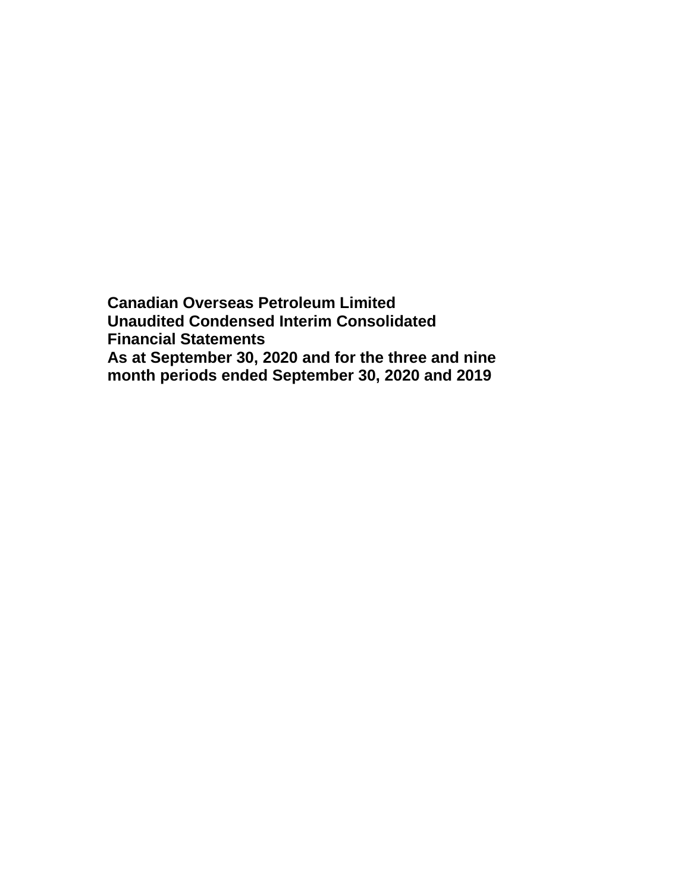**Canadian Overseas Petroleum Limited**
**Unaudited Condensed Interim Consolidated Financial Statements**
**As at September 30, 2020 and for the three and nine month periods ended September 30, 2020 and 2019**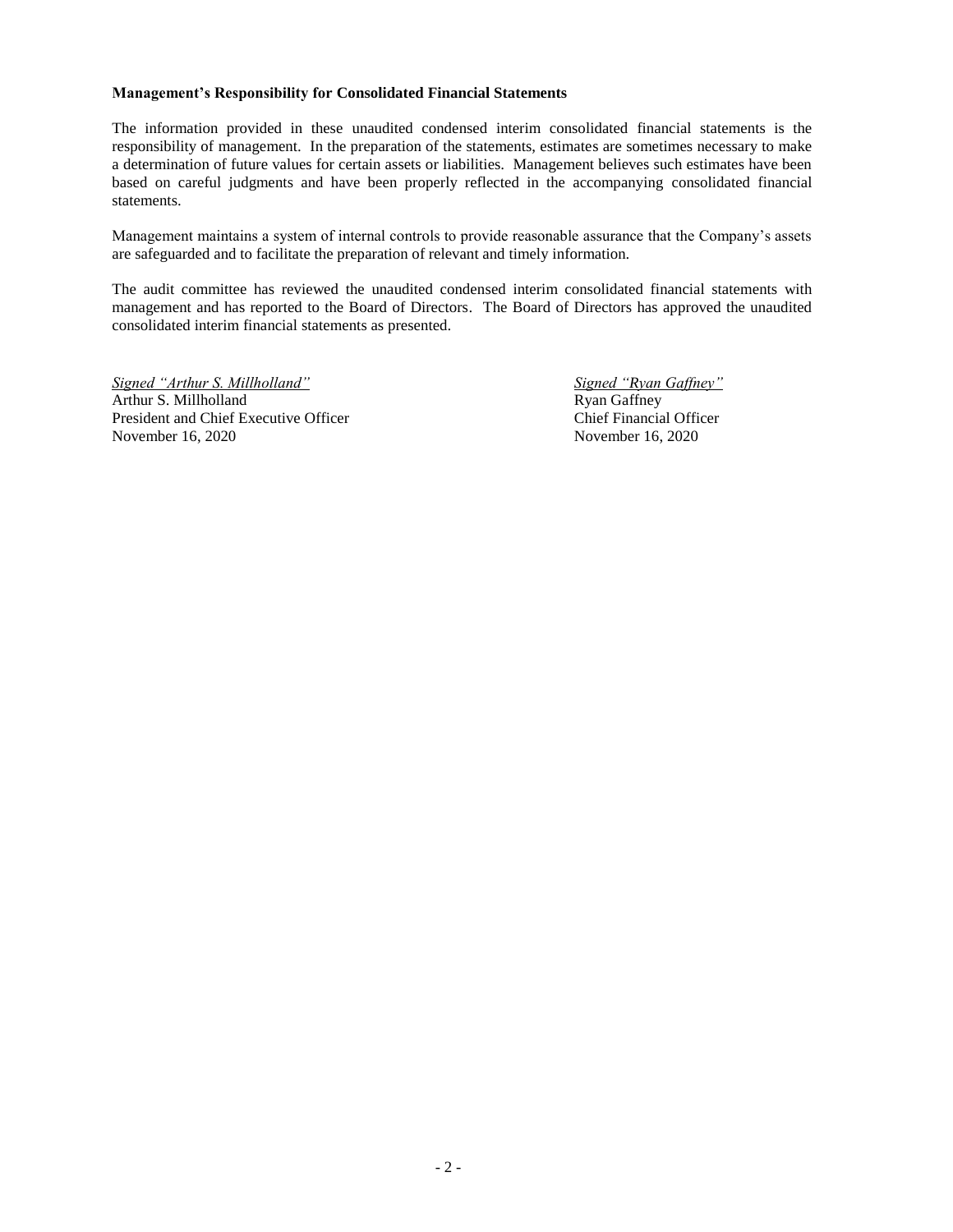**Management's Responsibility for Consolidated Financial Statements**

The information provided in these unaudited condensed interim consolidated financial statements is the responsibility of management. In the preparation of the statements, estimates are sometimes necessary to make a determination of future values for certain assets or liabilities. Management believes such estimates have been based on careful judgments and have been properly reflected in the accompanying consolidated financial statements.

Management maintains a system of internal controls to provide reasonable assurance that the Company's assets are safeguarded and to facilitate the preparation of relevant and timely information.

The audit committee has reviewed the unaudited condensed interim consolidated financial statements with management and has reported to the Board of Directors. The Board of Directors has approved the unaudited consolidated interim financial statements as presented.

*Signed "Arthur S. Millholland"*
Arthur S. Millholland
President and Chief Executive Officer
November 16, 2020

*Signed "Ryan Gaffney"*
Ryan Gaffney
Chief Financial Officer
November 16, 2020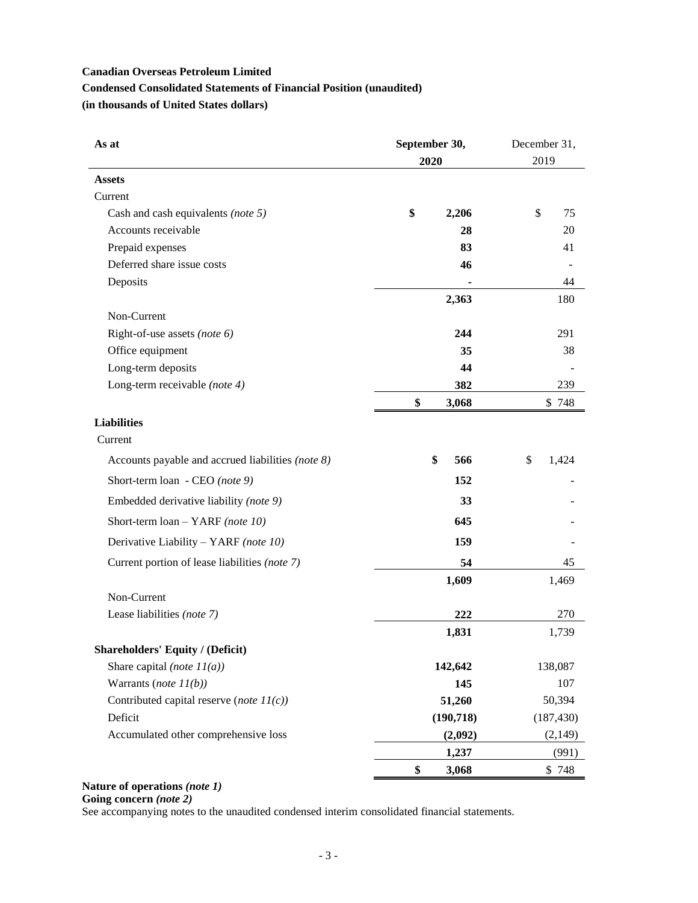**Canadian Overseas Petroleum Limited**

**Condensed Consolidated Statements of Financial Position (unaudited)**

**(in thousands of United States dollars)**

| As at | September 30, 2020 | December 31, 2019 |
|---|---|---|
| **Assets** | | |
| Current | | |
| Cash and cash equivalents *(note 5)* | **$ 2,206** | $ 75 |
| Accounts receivable | **28** | 20 |
| Prepaid expenses | **83** | 41 |
| Deferred share issue costs | **46** | - |
| Deposits | **-** | 44 |
| | **2,363** | 180 |
| Non-Current | | |
| Right-of-use assets *(note 6)* | **244** | 291 |
| Office equipment | **35** | 38 |
| Long-term deposits | **44** | - |
| Long-term receivable *(note 4)* | **382** | 239 |
| | **$ 3,068** | $ 748 |
| **Liabilities** | | |
| Current | | |
| Accounts payable and accrued liabilities *(note 8)* | **$ 566** | $ 1,424 |
| Short-term loan - CEO *(note 9)* | **152** | - |
| Embedded derivative liability *(note 9)* | **33** | - |
| Short-term loan – YARF *(note 10)* | **645** | - |
| Derivative Liability – YARF *(note 10)* | **159** | - |
| Current portion of lease liabilities *(note 7)* | **54** | 45 |
| | **1,609** | 1,469 |
| Non-Current | | |
| Lease liabilities *(note 7)* | **222** | 270 |
| | **1,831** | 1,739 |
| **Shareholders' Equity / (Deficit)** | | |
| Share capital *(note 11(a))* | **142,642** | 138,087 |
| Warrants (*note 11(b)*) | **145** | 107 |
| Contributed capital reserve (*note 11(c)*) | **51,260** | 50,394 |
| Deficit | **(190,718)** | (187,430) |
| Accumulated other comprehensive loss | **(2,092)** | (2,149) |
| | **1,237** | (991) |
| | **$ 3,068** | $ 748 |

**Nature of operations *(note 1)***

**Going concern *(note 2)***

See accompanying notes to the unaudited condensed interim consolidated financial statements.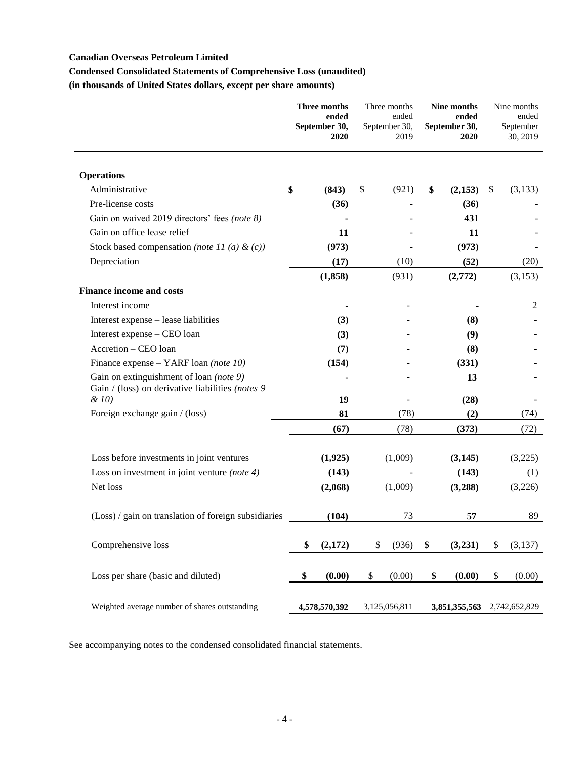**Canadian Overseas Petroleum Limited**

**Condensed Consolidated Statements of Comprehensive Loss (unaudited)**

**(in thousands of United States dollars, except per share amounts)**

| | **Three months ended September 30, 2020** | Three months ended September 30, 2019 | **Nine months ended September 30, 2020** | Nine months ended September 30, 2019 |
|---|---|---|---|---|
| **Operations** | | | | |
| Administrative | **$ (843)** | $ (921) | **$ (2,153)** | $ (3,133) |
| Pre-license costs | **(36)** | - | **(36)** | - |
| Gain on waived 2019 directors' fees *(note 8)* | **-** | - | **431** | - |
| Gain on office lease relief | **11** | - | **11** | - |
| Stock based compensation *(note 11 (a) & (c))* | **(973)** | - | **(973)** | - |
| Depreciation | **(17)** | (10) | **(52)** | (20) |
| | **(1,858)** | (931) | **(2,772)** | (3,153) |
| **Finance income and costs** | | | | |
| Interest income | **-** | - | **-** | 2 |
| Interest expense – lease liabilities | **(3)** | - | **(8)** | - |
| Interest expense – CEO loan | **(3)** | - | **(9)** | - |
| Accretion – CEO loan | **(7)** | - | **(8)** | - |
| Finance expense – YARF loan *(note 10)* | **(154)** | - | **(331)** | - |
| Gain on extinguishment of loan *(note 9)* | **-** | - | **13** | - |
| Gain / (loss) on derivative liabilities *(notes 9 & 10)* | **19** | - | **(28)** | - |
| Foreign exchange gain / (loss) | **81** | (78) | **(2)** | (74) |
| | **(67)** | (78) | **(373)** | (72) |
| Loss before investments in joint ventures | **(1,925)** | (1,009) | **(3,145)** | (3,225) |
| Loss on investment in joint venture *(note 4)* | **(143)** | - | **(143)** | (1) |
| Net loss | **(2,068)** | (1,009) | **(3,288)** | (3,226) |
| (Loss) / gain on translation of foreign subsidiaries | **(104)** | 73 | **57** | 89 |
| Comprehensive loss | **$ (2,172)** | $ (936) | **$ (3,231)** | $ (3,137) |
| Loss per share (basic and diluted) | **$ (0.00)** | $ (0.00) | **$ (0.00)** | $ (0.00) |
| Weighted average number of shares outstanding | **4,578,570,392** | 3,125,056,811 | **3,851,355,563** | 2,742,652,829 |

See accompanying notes to the condensed consolidated financial statements.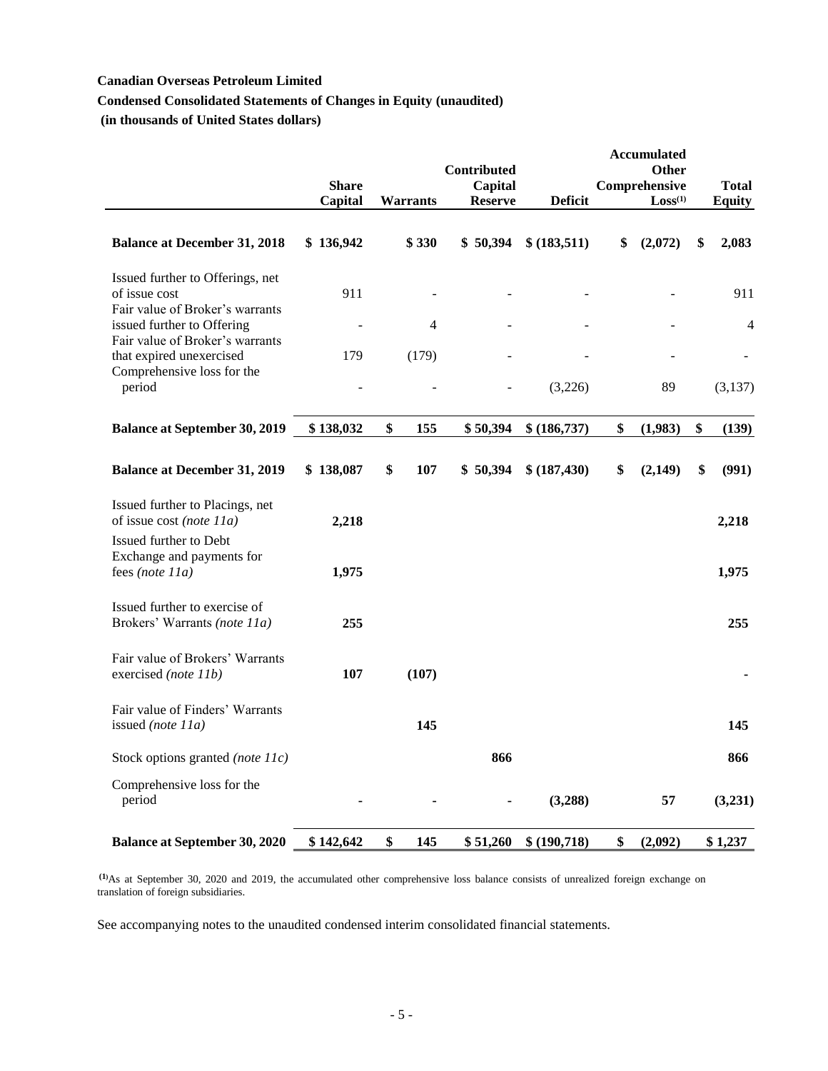**Canadian Overseas Petroleum Limited**

**Condensed Consolidated Statements of Changes in Equity (unaudited)**

**(in thousands of United States dollars)**

| | Share Capital | Warrants | Contributed Capital Reserve | Deficit | Accumulated Other Comprehensive Loss(1) | Total Equity |
|---|---|---|---|---|---|---|
| **Balance at December 31, 2018** | **$ 136,942** | **$ 330** | **$ 50,394** | **$ (183,511)** | **$ (2,072)** | **$ 2,083** |
| Issued further to Offerings, net of issue cost | 911 | - | - | - | - | 911 |
| Fair value of Broker's warrants issued further to Offering | - | 4 | - | - | - | 4 |
| Fair value of Broker's warrants that expired unexercised | 179 | (179) | - | - | - | - |
| Comprehensive loss for the period | - | - | - | (3,226) | 89 | (3,137) |
| **Balance at September 30, 2019** | **$ 138,032** | **$ 155** | **$ 50,394** | **$ (186,737)** | **$ (1,983)** | **$ (139)** |
| **Balance at December 31, 2019** | **$ 138,087** | **$ 107** | **$ 50,394** | **$ (187,430)** | **$ (2,149)** | **$ (991)** |
| Issued further to Placings, net of issue cost *(note 11a)* | **2,218** | | | | | **2,218** |
| Issued further to Debt Exchange and payments for fees *(note 11a)* | **1,975** | | | | | **1,975** |
| Issued further to exercise of Brokers' Warrants *(note 11a)* | **255** | | | | | **255** |
| Fair value of Brokers' Warrants exercised *(note 11b)* | **107** | **(107)** | | | | **-** |
| Fair value of Finders' Warrants issued *(note 11a)* | | **145** | | | | **145** |
| Stock options granted *(note 11c)* | | | **866** | | | **866** |
| Comprehensive loss for the period | **-** | **-** | **-** | **(3,288)** | **57** | **(3,231)** |
| **Balance at September 30, 2020** | **$ 142,642** | **$ 145** | **$ 51,260** | **$ (190,718)** | **$ (2,092)** | **$ 1,237** |

(1) As at September 30, 2020 and 2019, the accumulated other comprehensive loss balance consists of unrealized foreign exchange on translation of foreign subsidiaries.

See accompanying notes to the unaudited condensed interim consolidated financial statements.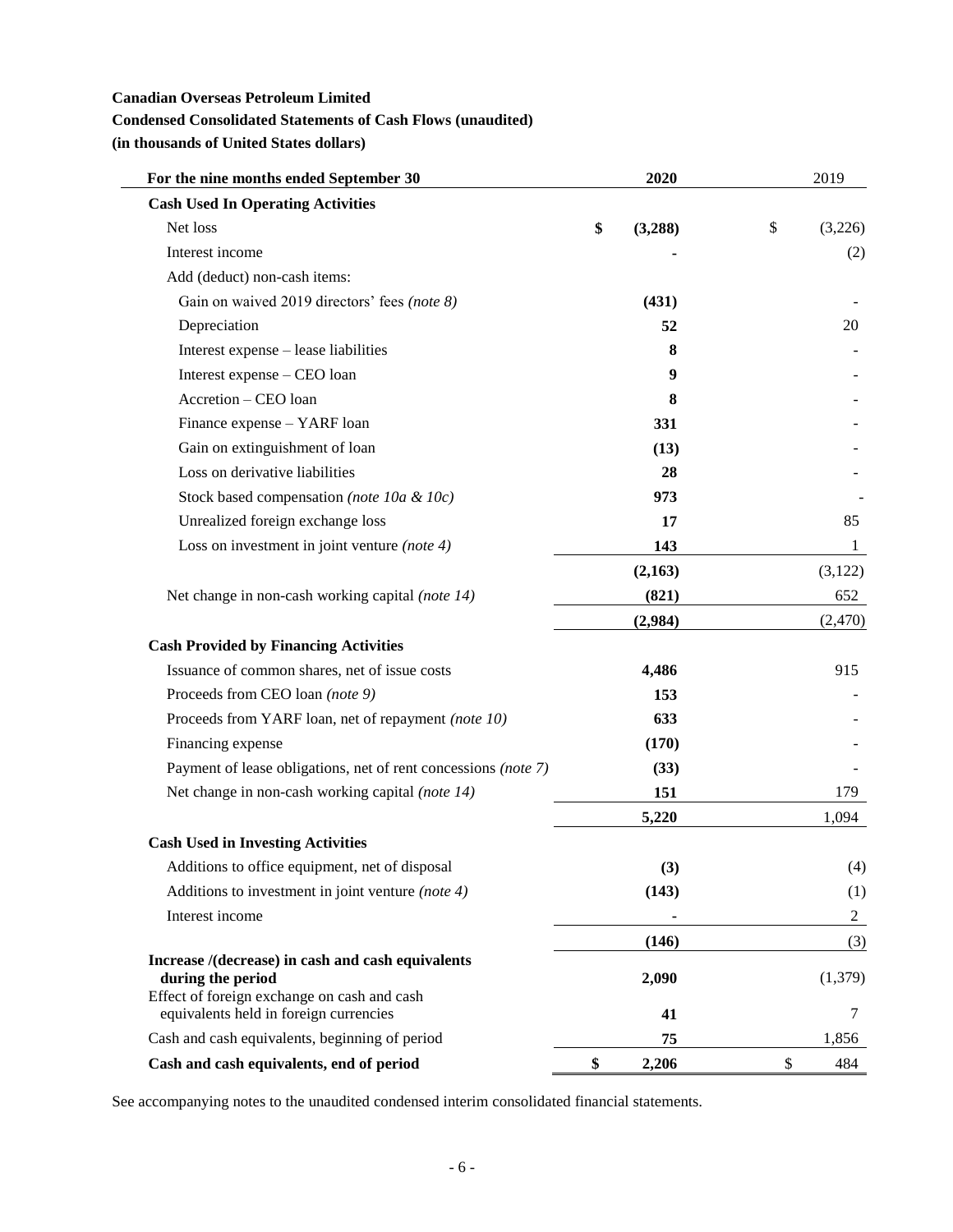**Canadian Overseas Petroleum Limited**

**Condensed Consolidated Statements of Cash Flows (unaudited)**

**(in thousands of United States dollars)**

| For the nine months ended September 30 | 2020 | 2019 |
|---|---|---|
| **Cash Used In Operating Activities** | | |
| Net loss | **$ (3,288)** | $ (3,226) |
| Interest income | **-** | (2) |
| Add (deduct) non-cash items: | | |
| Gain on waived 2019 directors' fees *(note 8)* | **(431)** | - |
| Depreciation | **52** | 20 |
| Interest expense – lease liabilities | **8** | - |
| Interest expense – CEO loan | **9** | - |
| Accretion – CEO loan | **8** | - |
| Finance expense – YARF loan | **331** | - |
| Gain on extinguishment of loan | **(13)** | - |
| Loss on derivative liabilities | **28** | - |
| Stock based compensation *(note 10a & 10c)* | **973** | - |
| Unrealized foreign exchange loss | **17** | 85 |
| Loss on investment in joint venture *(note 4)* | **143** | 1 |
| | **(2,163)** | (3,122) |
| Net change in non-cash working capital *(note 14)* | **(821)** | 652 |
| | **(2,984)** | (2,470) |
| **Cash Provided by Financing Activities** | | |
| Issuance of common shares, net of issue costs | **4,486** | 915 |
| Proceeds from CEO loan *(note 9)* | **153** | - |
| Proceeds from YARF loan, net of repayment *(note 10)* | **633** | - |
| Financing expense | **(170)** | - |
| Payment of lease obligations, net of rent concessions *(note 7)* | **(33)** | - |
| Net change in non-cash working capital *(note 14)* | **151** | 179 |
| | **5,220** | 1,094 |
| **Cash Used in Investing Activities** | | |
| Additions to office equipment, net of disposal | **(3)** | (4) |
| Additions to investment in joint venture *(note 4)* | **(143)** | (1) |
| Interest income | **-** | 2 |
| | **(146)** | (3) |
| **Increase /(decrease) in cash and cash equivalents during the period** | **2,090** | (1,379) |
| Effect of foreign exchange on cash and cash equivalents held in foreign currencies | **41** | 7 |
| Cash and cash equivalents, beginning of period | **75** | 1,856 |
| **Cash and cash equivalents, end of period** | **$ 2,206** | $ 484 |

See accompanying notes to the unaudited condensed interim consolidated financial statements.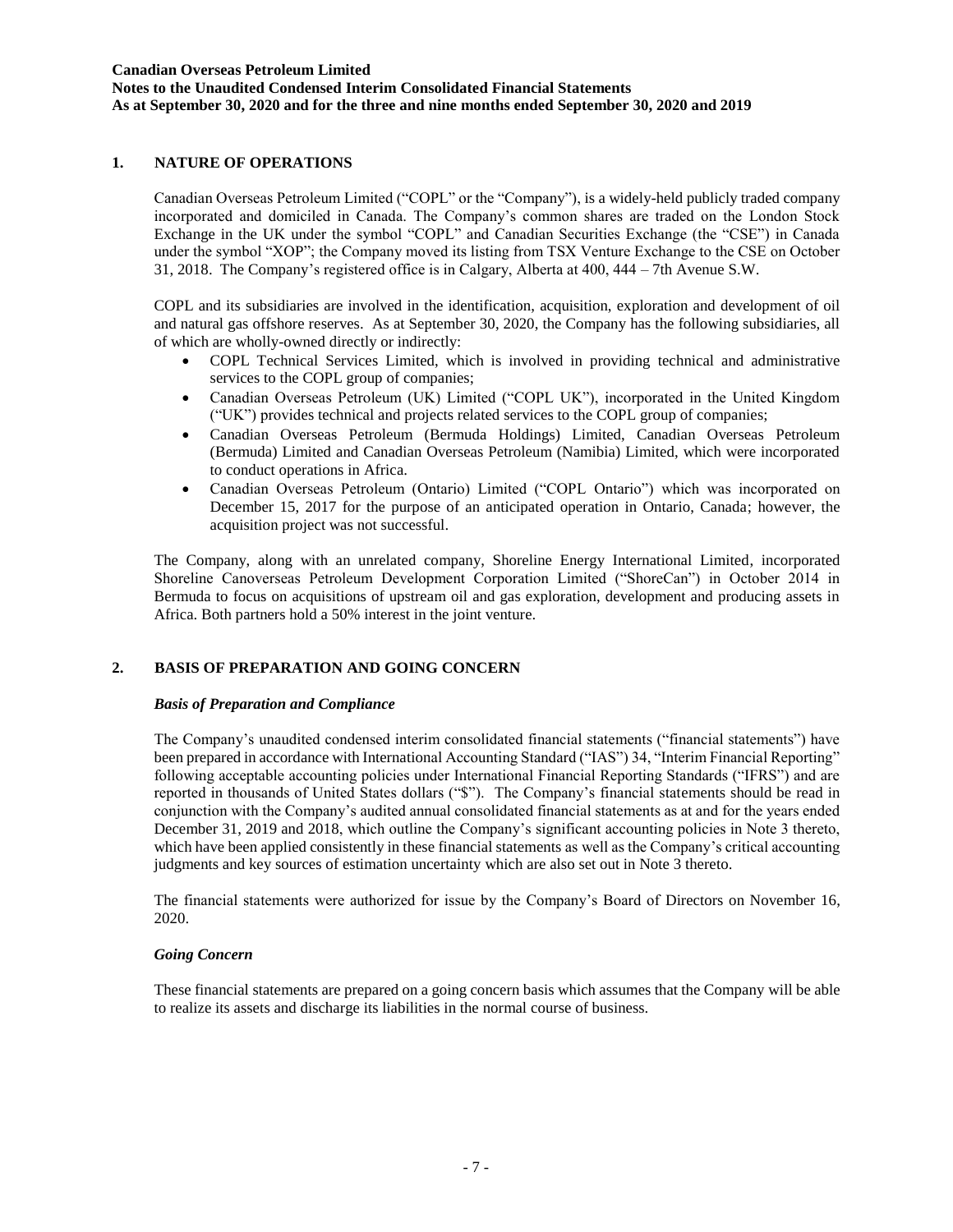## 1. NATURE OF OPERATIONS

Canadian Overseas Petroleum Limited ("COPL" or the "Company"), is a widely-held publicly traded company incorporated and domiciled in Canada. The Company's common shares are traded on the London Stock Exchange in the UK under the symbol "COPL" and Canadian Securities Exchange (the "CSE") in Canada under the symbol "XOP"; the Company moved its listing from TSX Venture Exchange to the CSE on October 31, 2018. The Company's registered office is in Calgary, Alberta at 400, 444 – 7th Avenue S.W.

COPL and its subsidiaries are involved in the identification, acquisition, exploration and development of oil and natural gas offshore reserves. As at September 30, 2020, the Company has the following subsidiaries, all of which are wholly-owned directly or indirectly:

- COPL Technical Services Limited, which is involved in providing technical and administrative services to the COPL group of companies;
- Canadian Overseas Petroleum (UK) Limited ("COPL UK"), incorporated in the United Kingdom ("UK") provides technical and projects related services to the COPL group of companies;
- Canadian Overseas Petroleum (Bermuda Holdings) Limited, Canadian Overseas Petroleum (Bermuda) Limited and Canadian Overseas Petroleum (Namibia) Limited, which were incorporated to conduct operations in Africa.
- Canadian Overseas Petroleum (Ontario) Limited ("COPL Ontario") which was incorporated on December 15, 2017 for the purpose of an anticipated operation in Ontario, Canada; however, the acquisition project was not successful.

The Company, along with an unrelated company, Shoreline Energy International Limited, incorporated Shoreline Canoverseas Petroleum Development Corporation Limited ("ShoreCan") in October 2014 in Bermuda to focus on acquisitions of upstream oil and gas exploration, development and producing assets in Africa. Both partners hold a 50% interest in the joint venture.

## 2. BASIS OF PREPARATION AND GOING CONCERN

### *Basis of Preparation and Compliance*

The Company's unaudited condensed interim consolidated financial statements ("financial statements") have been prepared in accordance with International Accounting Standard ("IAS") 34, "Interim Financial Reporting" following acceptable accounting policies under International Financial Reporting Standards ("IFRS") and are reported in thousands of United States dollars ("$"). The Company's financial statements should be read in conjunction with the Company's audited annual consolidated financial statements as at and for the years ended December 31, 2019 and 2018, which outline the Company's significant accounting policies in Note 3 thereto, which have been applied consistently in these financial statements as well as the Company's critical accounting judgments and key sources of estimation uncertainty which are also set out in Note 3 thereto.

The financial statements were authorized for issue by the Company's Board of Directors on November 16, 2020.

### *Going Concern*

These financial statements are prepared on a going concern basis which assumes that the Company will be able to realize its assets and discharge its liabilities in the normal course of business.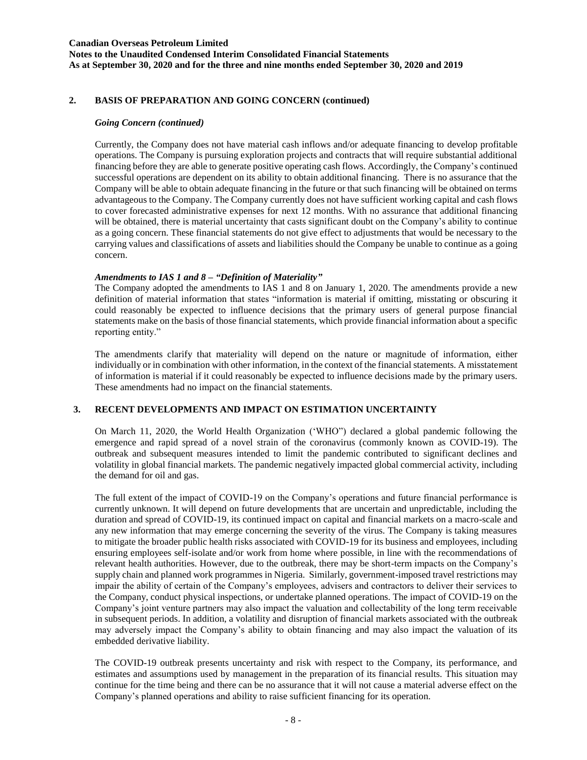## 2. BASIS OF PREPARATION AND GOING CONCERN (continued)

### *Going Concern (continued)*

Currently, the Company does not have material cash inflows and/or adequate financing to develop profitable operations. The Company is pursuing exploration projects and contracts that will require substantial additional financing before they are able to generate positive operating cash flows. Accordingly, the Company's continued successful operations are dependent on its ability to obtain additional financing. There is no assurance that the Company will be able to obtain adequate financing in the future or that such financing will be obtained on terms advantageous to the Company. The Company currently does not have sufficient working capital and cash flows to cover forecasted administrative expenses for next 12 months. With no assurance that additional financing will be obtained, there is material uncertainty that casts significant doubt on the Company's ability to continue as a going concern. These financial statements do not give effect to adjustments that would be necessary to the carrying values and classifications of assets and liabilities should the Company be unable to continue as a going concern.

### *Amendments to IAS 1 and 8 – "Definition of Materiality"*

The Company adopted the amendments to IAS 1 and 8 on January 1, 2020. The amendments provide a new definition of material information that states "information is material if omitting, misstating or obscuring it could reasonably be expected to influence decisions that the primary users of general purpose financial statements make on the basis of those financial statements, which provide financial information about a specific reporting entity."

The amendments clarify that materiality will depend on the nature or magnitude of information, either individually or in combination with other information, in the context of the financial statements. A misstatement of information is material if it could reasonably be expected to influence decisions made by the primary users. These amendments had no impact on the financial statements.

## 3. RECENT DEVELOPMENTS AND IMPACT ON ESTIMATION UNCERTAINTY

On March 11, 2020, the World Health Organization ('WHO") declared a global pandemic following the emergence and rapid spread of a novel strain of the coronavirus (commonly known as COVID-19). The outbreak and subsequent measures intended to limit the pandemic contributed to significant declines and volatility in global financial markets. The pandemic negatively impacted global commercial activity, including the demand for oil and gas.

The full extent of the impact of COVID-19 on the Company's operations and future financial performance is currently unknown. It will depend on future developments that are uncertain and unpredictable, including the duration and spread of COVID-19, its continued impact on capital and financial markets on a macro-scale and any new information that may emerge concerning the severity of the virus. The Company is taking measures to mitigate the broader public health risks associated with COVID-19 for its business and employees, including ensuring employees self-isolate and/or work from home where possible, in line with the recommendations of relevant health authorities. However, due to the outbreak, there may be short-term impacts on the Company's supply chain and planned work programmes in Nigeria. Similarly, government-imposed travel restrictions may impair the ability of certain of the Company's employees, advisers and contractors to deliver their services to the Company, conduct physical inspections, or undertake planned operations. The impact of COVID-19 on the Company's joint venture partners may also impact the valuation and collectability of the long term receivable in subsequent periods. In addition, a volatility and disruption of financial markets associated with the outbreak may adversely impact the Company's ability to obtain financing and may also impact the valuation of its embedded derivative liability.

The COVID-19 outbreak presents uncertainty and risk with respect to the Company, its performance, and estimates and assumptions used by management in the preparation of its financial results. This situation may continue for the time being and there can be no assurance that it will not cause a material adverse effect on the Company's planned operations and ability to raise sufficient financing for its operation.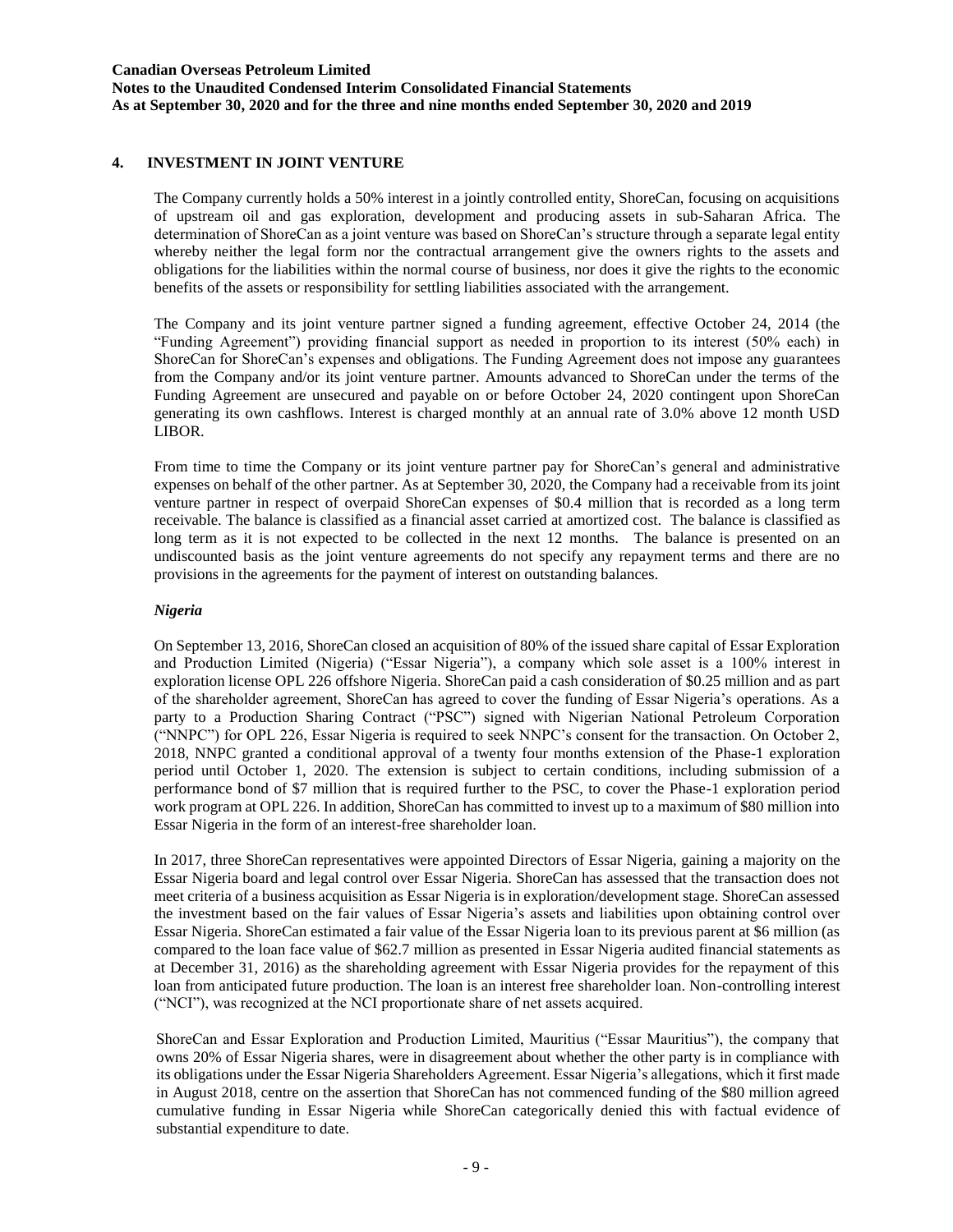## 4. INVESTMENT IN JOINT VENTURE

The Company currently holds a 50% interest in a jointly controlled entity, ShoreCan, focusing on acquisitions of upstream oil and gas exploration, development and producing assets in sub-Saharan Africa. The determination of ShoreCan as a joint venture was based on ShoreCan's structure through a separate legal entity whereby neither the legal form nor the contractual arrangement give the owners rights to the assets and obligations for the liabilities within the normal course of business, nor does it give the rights to the economic benefits of the assets or responsibility for settling liabilities associated with the arrangement.

The Company and its joint venture partner signed a funding agreement, effective October 24, 2014 (the "Funding Agreement") providing financial support as needed in proportion to its interest (50% each) in ShoreCan for ShoreCan's expenses and obligations. The Funding Agreement does not impose any guarantees from the Company and/or its joint venture partner. Amounts advanced to ShoreCan under the terms of the Funding Agreement are unsecured and payable on or before October 24, 2020 contingent upon ShoreCan generating its own cashflows. Interest is charged monthly at an annual rate of 3.0% above 12 month USD LIBOR.

From time to time the Company or its joint venture partner pay for ShoreCan's general and administrative expenses on behalf of the other partner. As at September 30, 2020, the Company had a receivable from its joint venture partner in respect of overpaid ShoreCan expenses of $0.4 million that is recorded as a long term receivable. The balance is classified as a financial asset carried at amortized cost. The balance is classified as long term as it is not expected to be collected in the next 12 months. The balance is presented on an undiscounted basis as the joint venture agreements do not specify any repayment terms and there are no provisions in the agreements for the payment of interest on outstanding balances.

### *Nigeria*

On September 13, 2016, ShoreCan closed an acquisition of 80% of the issued share capital of Essar Exploration and Production Limited (Nigeria) ("Essar Nigeria"), a company which sole asset is a 100% interest in exploration license OPL 226 offshore Nigeria. ShoreCan paid a cash consideration of $0.25 million and as part of the shareholder agreement, ShoreCan has agreed to cover the funding of Essar Nigeria's operations. As a party to a Production Sharing Contract ("PSC") signed with Nigerian National Petroleum Corporation ("NNPC") for OPL 226, Essar Nigeria is required to seek NNPC's consent for the transaction. On October 2, 2018, NNPC granted a conditional approval of a twenty four months extension of the Phase-1 exploration period until October 1, 2020. The extension is subject to certain conditions, including submission of a performance bond of $7 million that is required further to the PSC, to cover the Phase-1 exploration period work program at OPL 226. In addition, ShoreCan has committed to invest up to a maximum of $80 million into Essar Nigeria in the form of an interest-free shareholder loan.

In 2017, three ShoreCan representatives were appointed Directors of Essar Nigeria, gaining a majority on the Essar Nigeria board and legal control over Essar Nigeria. ShoreCan has assessed that the transaction does not meet criteria of a business acquisition as Essar Nigeria is in exploration/development stage. ShoreCan assessed the investment based on the fair values of Essar Nigeria's assets and liabilities upon obtaining control over Essar Nigeria. ShoreCan estimated a fair value of the Essar Nigeria loan to its previous parent at $6 million (as compared to the loan face value of $62.7 million as presented in Essar Nigeria audited financial statements as at December 31, 2016) as the shareholding agreement with Essar Nigeria provides for the repayment of this loan from anticipated future production. The loan is an interest free shareholder loan. Non-controlling interest ("NCI"), was recognized at the NCI proportionate share of net assets acquired.

ShoreCan and Essar Exploration and Production Limited, Mauritius ("Essar Mauritius"), the company that owns 20% of Essar Nigeria shares, were in disagreement about whether the other party is in compliance with its obligations under the Essar Nigeria Shareholders Agreement. Essar Nigeria's allegations, which it first made in August 2018, centre on the assertion that ShoreCan has not commenced funding of the $80 million agreed cumulative funding in Essar Nigeria while ShoreCan categorically denied this with factual evidence of substantial expenditure to date.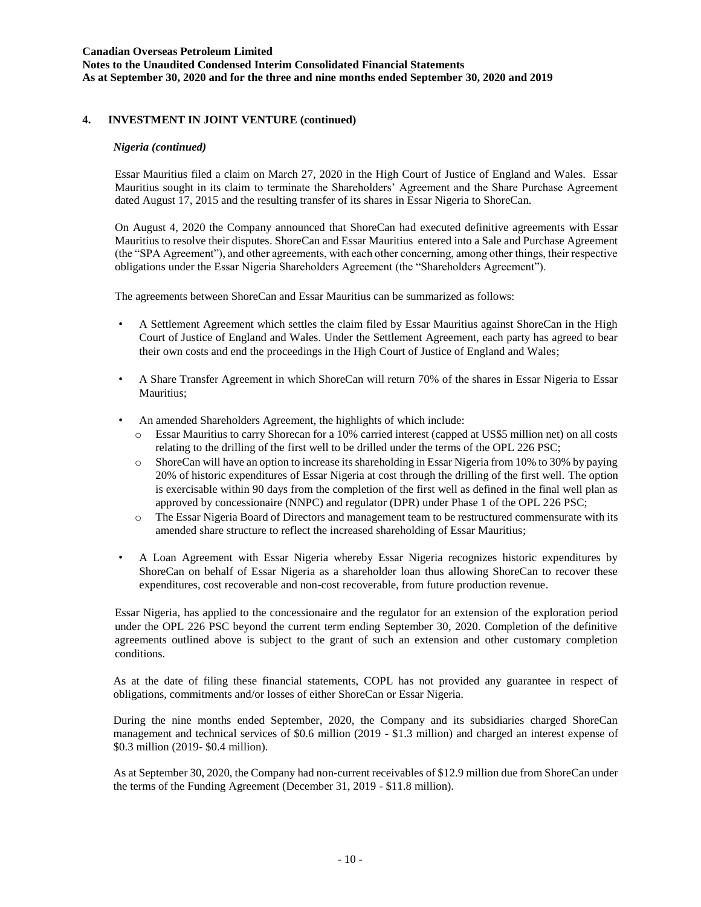## 4. INVESTMENT IN JOINT VENTURE (continued)

### *Nigeria (continued)*

Essar Mauritius filed a claim on March 27, 2020 in the High Court of Justice of England and Wales. Essar Mauritius sought in its claim to terminate the Shareholders' Agreement and the Share Purchase Agreement dated August 17, 2015 and the resulting transfer of its shares in Essar Nigeria to ShoreCan.

On August 4, 2020 the Company announced that ShoreCan had executed definitive agreements with Essar Mauritius to resolve their disputes. ShoreCan and Essar Mauritius entered into a Sale and Purchase Agreement (the "SPA Agreement"), and other agreements, with each other concerning, among other things, their respective obligations under the Essar Nigeria Shareholders Agreement (the "Shareholders Agreement").

The agreements between ShoreCan and Essar Mauritius can be summarized as follows:

- A Settlement Agreement which settles the claim filed by Essar Mauritius against ShoreCan in the High Court of Justice of England and Wales. Under the Settlement Agreement, each party has agreed to bear their own costs and end the proceedings in the High Court of Justice of England and Wales;
- A Share Transfer Agreement in which ShoreCan will return 70% of the shares in Essar Nigeria to Essar Mauritius;
- An amended Shareholders Agreement, the highlights of which include:
  - Essar Mauritius to carry Shorecan for a 10% carried interest (capped at US$5 million net) on all costs relating to the drilling of the first well to be drilled under the terms of the OPL 226 PSC;
  - ShoreCan will have an option to increase its shareholding in Essar Nigeria from 10% to 30% by paying 20% of historic expenditures of Essar Nigeria at cost through the drilling of the first well. The option is exercisable within 90 days from the completion of the first well as defined in the final well plan as approved by concessionaire (NNPC) and regulator (DPR) under Phase 1 of the OPL 226 PSC;
  - The Essar Nigeria Board of Directors and management team to be restructured commensurate with its amended share structure to reflect the increased shareholding of Essar Mauritius;
- A Loan Agreement with Essar Nigeria whereby Essar Nigeria recognizes historic expenditures by ShoreCan on behalf of Essar Nigeria as a shareholder loan thus allowing ShoreCan to recover these expenditures, cost recoverable and non-cost recoverable, from future production revenue.

Essar Nigeria, has applied to the concessionaire and the regulator for an extension of the exploration period under the OPL 226 PSC beyond the current term ending September 30, 2020. Completion of the definitive agreements outlined above is subject to the grant of such an extension and other customary completion conditions.

As at the date of filing these financial statements, COPL has not provided any guarantee in respect of obligations, commitments and/or losses of either ShoreCan or Essar Nigeria.

During the nine months ended September, 2020, the Company and its subsidiaries charged ShoreCan management and technical services of $0.6 million (2019 - $1.3 million) and charged an interest expense of $0.3 million (2019- $0.4 million).

As at September 30, 2020, the Company had non-current receivables of $12.9 million due from ShoreCan under the terms of the Funding Agreement (December 31, 2019 - $11.8 million).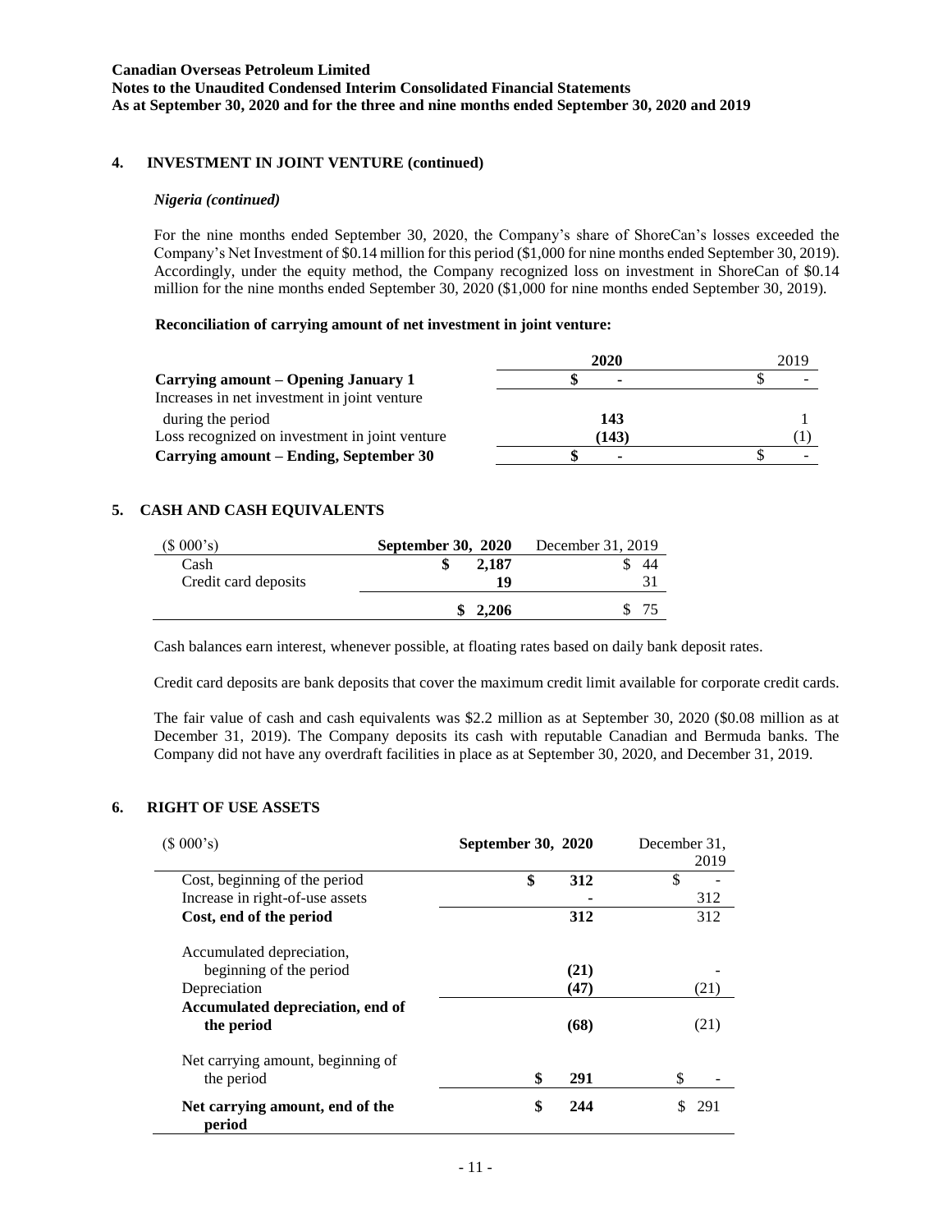## 4. INVESTMENT IN JOINT VENTURE (continued)

### *Nigeria (continued)*

For the nine months ended September 30, 2020, the Company's share of ShoreCan's losses exceeded the Company's Net Investment of $0.14 million for this period ($1,000 for nine months ended September 30, 2019). Accordingly, under the equity method, the Company recognized loss on investment in ShoreCan of $0.14 million for the nine months ended September 30, 2020 ($1,000 for nine months ended September 30, 2019).

**Reconciliation of carrying amount of net investment in joint venture:**

| | **2020** | 2019 |
|---|---|---|
| **Carrying amount – Opening January 1** | **$ -** | $ - |
| Increases in net investment in joint venture during the period | **143** | 1 |
| Loss recognized on investment in joint venture | **(143)** | (1) |
| **Carrying amount – Ending, September 30** | **$ -** | $ - |

## 5. CASH AND CASH EQUIVALENTS

| ($ 000's) | **September 30, 2020** | December 31, 2019 |
|---|---|---|
| Cash | **$ 2,187** | $ 44 |
| Credit card deposits | **19** | 31 |
| | **$ 2,206** | $ 75 |

Cash balances earn interest, whenever possible, at floating rates based on daily bank deposit rates.

Credit card deposits are bank deposits that cover the maximum credit limit available for corporate credit cards.

The fair value of cash and cash equivalents was $2.2 million as at September 30, 2020 ($0.08 million as at December 31, 2019). The Company deposits its cash with reputable Canadian and Bermuda banks. The Company did not have any overdraft facilities in place as at September 30, 2020, and December 31, 2019.

## 6. RIGHT OF USE ASSETS

| ($ 000's) | **September 30, 2020** | December 31, 2019 |
|---|---|---|
| Cost, beginning of the period | **$ 312** | $ - |
| Increase in right-of-use assets | **-** | 312 |
| **Cost, end of the period** | **312** | 312 |
| Accumulated depreciation, beginning of the period | **(21)** | - |
| Depreciation | **(47)** | (21) |
| **Accumulated depreciation, end of the period** | **(68)** | (21) |
| Net carrying amount, beginning of the period | **$ 291** | $ - |
| **Net carrying amount, end of the period** | **$ 244** | $ 291 |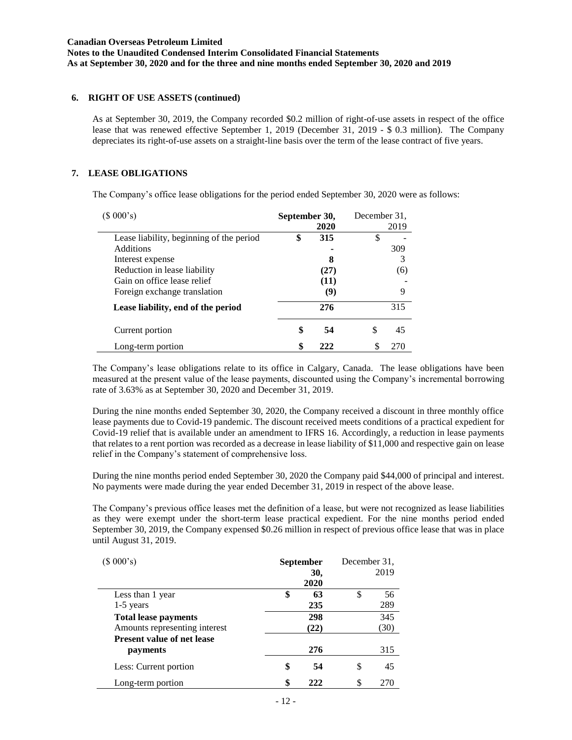## 6. RIGHT OF USE ASSETS (continued)

As at September 30, 2019, the Company recorded \$0.2 million of right-of-use assets in respect of the office lease that was renewed effective September 1, 2019 (December 31, 2019 - \$ 0.3 million). The Company depreciates its right-of-use assets on a straight-line basis over the term of the lease contract of five years.

## 7. LEASE OBLIGATIONS

The Company's office lease obligations for the period ended September 30, 2020 were as follows:

| (\$ 000's) | **September 30, 2020** | December 31, 2019 |
|---|---|---|
| Lease liability, beginning of the period | **\$ 315** | \$ - |
| Additions | **-** | 309 |
| Interest expense | **8** | 3 |
| Reduction in lease liability | **(27)** | (6) |
| Gain on office lease relief | **(11)** | - |
| Foreign exchange translation | **(9)** | 9 |
| **Lease liability, end of the period** | **276** | 315 |
| Current portion | **\$ 54** | \$ 45 |
| Long-term portion | **\$ 222** | \$ 270 |

The Company's lease obligations relate to its office in Calgary, Canada. The lease obligations have been measured at the present value of the lease payments, discounted using the Company's incremental borrowing rate of 3.63% as at September 30, 2020 and December 31, 2019.

During the nine months ended September 30, 2020, the Company received a discount in three monthly office lease payments due to Covid-19 pandemic. The discount received meets conditions of a practical expedient for Covid-19 relief that is available under an amendment to IFRS 16. Accordingly, a reduction in lease payments that relates to a rent portion was recorded as a decrease in lease liability of \$11,000 and respective gain on lease relief in the Company's statement of comprehensive loss.

During the nine months period ended September 30, 2020 the Company paid \$44,000 of principal and interest. No payments were made during the year ended December 31, 2019 in respect of the above lease.

The Company's previous office leases met the definition of a lease, but were not recognized as lease liabilities as they were exempt under the short-term lease practical expedient. For the nine months period ended September 30, 2019, the Company expensed \$0.26 million in respect of previous office lease that was in place until August 31, 2019.

| (\$ 000's) | **September 30, 2020** | December 31, 2019 |
|---|---|---|
| Less than 1 year | **\$ 63** | \$ 56 |
| 1-5 years | **235** | 289 |
| **Total lease payments** | **298** | 345 |
| Amounts representing interest | **(22)** | (30) |
| **Present value of net lease payments** | **276** | 315 |
| Less: Current portion | **\$ 54** | \$ 45 |
| Long-term portion | **\$ 222** | \$ 270 |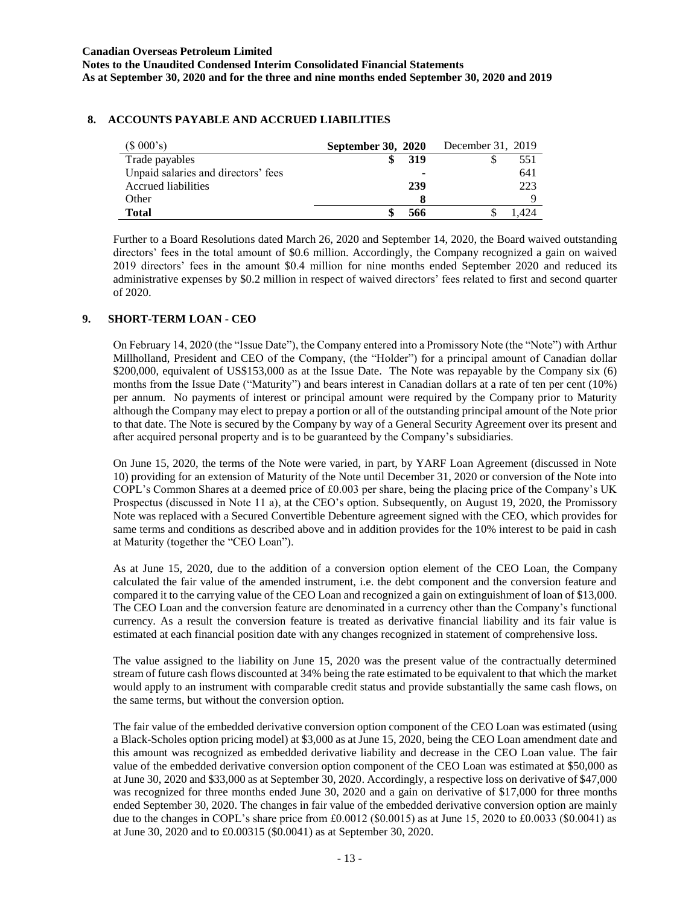## 8. ACCOUNTS PAYABLE AND ACCRUED LIABILITIES

| ($ 000's) | **September 30, 2020** | December 31, 2019 |
|---|---|---|
| Trade payables | **$ 319** | $ 551 |
| Unpaid salaries and directors' fees | **-** | 641 |
| Accrued liabilities | **239** | 223 |
| Other | **8** | 9 |
| **Total** | **$ 566** | $ 1,424 |

Further to a Board Resolutions dated March 26, 2020 and September 14, 2020, the Board waived outstanding directors' fees in the total amount of $0.6 million. Accordingly, the Company recognized a gain on waived 2019 directors' fees in the amount $0.4 million for nine months ended September 2020 and reduced its administrative expenses by $0.2 million in respect of waived directors' fees related to first and second quarter of 2020.

## 9. SHORT-TERM LOAN - CEO

On February 14, 2020 (the "Issue Date"), the Company entered into a Promissory Note (the "Note") with Arthur Millholland, President and CEO of the Company, (the "Holder") for a principal amount of Canadian dollar $200,000, equivalent of US$153,000 as at the Issue Date. The Note was repayable by the Company six (6) months from the Issue Date ("Maturity") and bears interest in Canadian dollars at a rate of ten per cent (10%) per annum. No payments of interest or principal amount were required by the Company prior to Maturity although the Company may elect to prepay a portion or all of the outstanding principal amount of the Note prior to that date. The Note is secured by the Company by way of a General Security Agreement over its present and after acquired personal property and is to be guaranteed by the Company's subsidiaries.

On June 15, 2020, the terms of the Note were varied, in part, by YARF Loan Agreement (discussed in Note 10) providing for an extension of Maturity of the Note until December 31, 2020 or conversion of the Note into COPL's Common Shares at a deemed price of £0.003 per share, being the placing price of the Company's UK Prospectus (discussed in Note 11 a), at the CEO's option. Subsequently, on August 19, 2020, the Promissory Note was replaced with a Secured Convertible Debenture agreement signed with the CEO, which provides for same terms and conditions as described above and in addition provides for the 10% interest to be paid in cash at Maturity (together the "CEO Loan").

As at June 15, 2020, due to the addition of a conversion option element of the CEO Loan, the Company calculated the fair value of the amended instrument, i.e. the debt component and the conversion feature and compared it to the carrying value of the CEO Loan and recognized a gain on extinguishment of loan of $13,000. The CEO Loan and the conversion feature are denominated in a currency other than the Company's functional currency. As a result the conversion feature is treated as derivative financial liability and its fair value is estimated at each financial position date with any changes recognized in statement of comprehensive loss.

The value assigned to the liability on June 15, 2020 was the present value of the contractually determined stream of future cash flows discounted at 34% being the rate estimated to be equivalent to that which the market would apply to an instrument with comparable credit status and provide substantially the same cash flows, on the same terms, but without the conversion option.

The fair value of the embedded derivative conversion option component of the CEO Loan was estimated (using a Black-Scholes option pricing model) at $3,000 as at June 15, 2020, being the CEO Loan amendment date and this amount was recognized as embedded derivative liability and decrease in the CEO Loan value. The fair value of the embedded derivative conversion option component of the CEO Loan was estimated at $50,000 as at June 30, 2020 and $33,000 as at September 30, 2020. Accordingly, a respective loss on derivative of $47,000 was recognized for three months ended June 30, 2020 and a gain on derivative of $17,000 for three months ended September 30, 2020. The changes in fair value of the embedded derivative conversion option are mainly due to the changes in COPL's share price from £0.0012 ($0.0015) as at June 15, 2020 to £0.0033 ($0.0041) as at June 30, 2020 and to £0.00315 ($0.0041) as at September 30, 2020.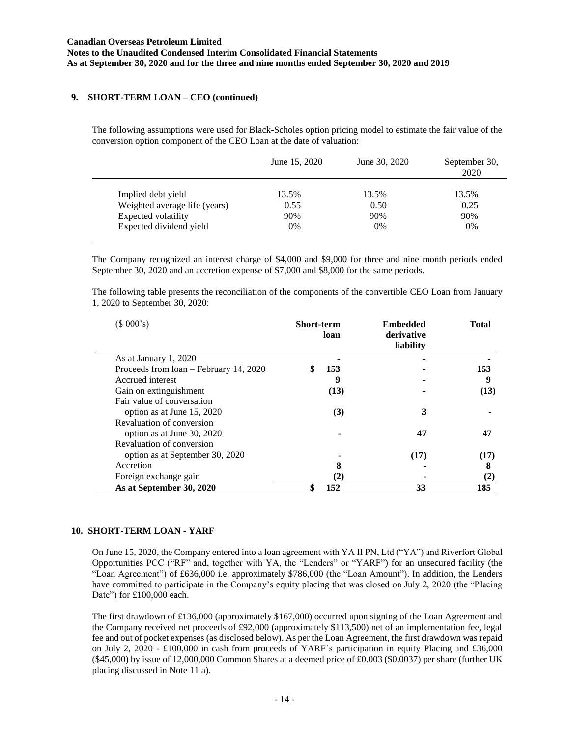## 9. SHORT-TERM LOAN – CEO (continued)

The following assumptions were used for Black-Scholes option pricing model to estimate the fair value of the conversion option component of the CEO Loan at the date of valuation:

| | June 15, 2020 | June 30, 2020 | September 30, 2020 |
|---|---|---|---|
| Implied debt yield | 13.5% | 13.5% | 13.5% |
| Weighted average life (years) | 0.55 | 0.50 | 0.25 |
| Expected volatility | 90% | 90% | 90% |
| Expected dividend yield | 0% | 0% | 0% |

The Company recognized an interest charge of $4,000 and $9,000 for three and nine month periods ended September 30, 2020 and an accretion expense of $7,000 and $8,000 for the same periods.

The following table presents the reconciliation of the components of the convertible CEO Loan from January 1, 2020 to September 30, 2020:

| ($ 000's) | Short-term loan | Embedded derivative liability | Total |
|---|---|---|---|
| As at January 1, 2020 | - | - | - |
| Proceeds from loan – February 14, 2020 | $ 153 | - | 153 |
| Accrued interest | 9 | - | 9 |
| Gain on extinguishment | (13) | - | (13) |
| Fair value of conversation option as at June 15, 2020 | (3) | 3 | - |
| Revaluation of conversion option as at June 30, 2020 | - | 47 | 47 |
| Revaluation of conversion option as at September 30, 2020 | - | (17) | (17) |
| Accretion | 8 | - | 8 |
| Foreign exchange gain | (2) | - | (2) |
| **As at September 30, 2020** | **$ 152** | **33** | **185** |

## 10. SHORT-TERM LOAN - YARF

On June 15, 2020, the Company entered into a loan agreement with YA II PN, Ltd ("YA") and Riverfort Global Opportunities PCC ("RF" and, together with YA, the "Lenders" or "YARF") for an unsecured facility (the "Loan Agreement") of £636,000 i.e. approximately $786,000 (the "Loan Amount"). In addition, the Lenders have committed to participate in the Company's equity placing that was closed on July 2, 2020 (the "Placing Date") for £100,000 each.

The first drawdown of £136,000 (approximately $167,000) occurred upon signing of the Loan Agreement and the Company received net proceeds of £92,000 (approximately $113,500) net of an implementation fee, legal fee and out of pocket expenses (as disclosed below). As per the Loan Agreement, the first drawdown was repaid on July 2, 2020 - £100,000 in cash from proceeds of YARF's participation in equity Placing and £36,000 ($45,000) by issue of 12,000,000 Common Shares at a deemed price of £0.003 ($0.0037) per share (further UK placing discussed in Note 11 a).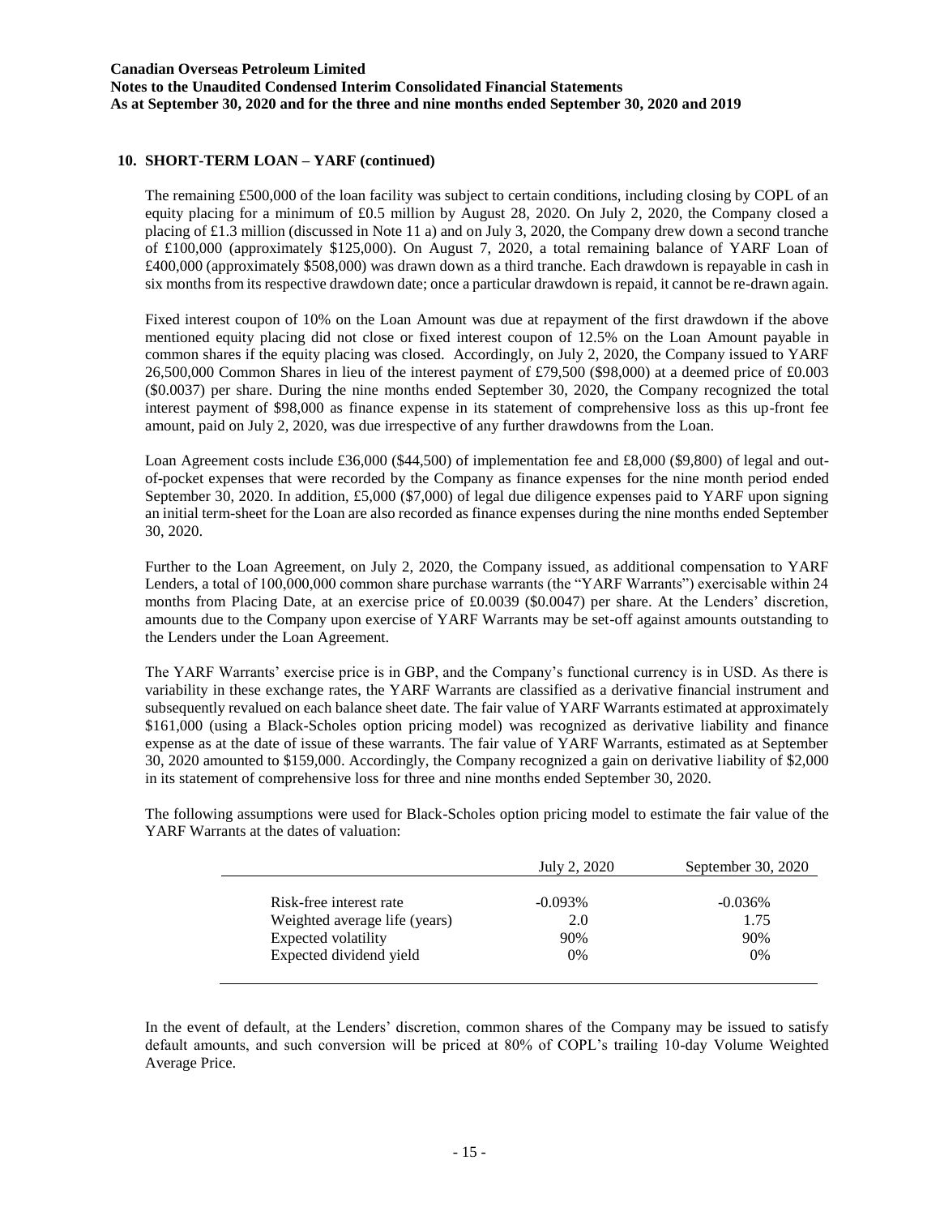## 10. SHORT-TERM LOAN – YARF (continued)

The remaining £500,000 of the loan facility was subject to certain conditions, including closing by COPL of an equity placing for a minimum of £0.5 million by August 28, 2020. On July 2, 2020, the Company closed a placing of £1.3 million (discussed in Note 11 a) and on July 3, 2020, the Company drew down a second tranche of £100,000 (approximately $125,000). On August 7, 2020, a total remaining balance of YARF Loan of £400,000 (approximately $508,000) was drawn down as a third tranche. Each drawdown is repayable in cash in six months from its respective drawdown date; once a particular drawdown is repaid, it cannot be re-drawn again.

Fixed interest coupon of 10% on the Loan Amount was due at repayment of the first drawdown if the above mentioned equity placing did not close or fixed interest coupon of 12.5% on the Loan Amount payable in common shares if the equity placing was closed. Accordingly, on July 2, 2020, the Company issued to YARF 26,500,000 Common Shares in lieu of the interest payment of £79,500 ($98,000) at a deemed price of £0.003 ($0.0037) per share. During the nine months ended September 30, 2020, the Company recognized the total interest payment of $98,000 as finance expense in its statement of comprehensive loss as this up-front fee amount, paid on July 2, 2020, was due irrespective of any further drawdowns from the Loan.

Loan Agreement costs include £36,000 ($44,500) of implementation fee and £8,000 ($9,800) of legal and out-of-pocket expenses that were recorded by the Company as finance expenses for the nine month period ended September 30, 2020. In addition, £5,000 ($7,000) of legal due diligence expenses paid to YARF upon signing an initial term-sheet for the Loan are also recorded as finance expenses during the nine months ended September 30, 2020.

Further to the Loan Agreement, on July 2, 2020, the Company issued, as additional compensation to YARF Lenders, a total of 100,000,000 common share purchase warrants (the "YARF Warrants") exercisable within 24 months from Placing Date, at an exercise price of £0.0039 ($0.0047) per share. At the Lenders' discretion, amounts due to the Company upon exercise of YARF Warrants may be set-off against amounts outstanding to the Lenders under the Loan Agreement.

The YARF Warrants' exercise price is in GBP, and the Company's functional currency is in USD. As there is variability in these exchange rates, the YARF Warrants are classified as a derivative financial instrument and subsequently revalued on each balance sheet date. The fair value of YARF Warrants estimated at approximately $161,000 (using a Black-Scholes option pricing model) was recognized as derivative liability and finance expense as at the date of issue of these warrants. The fair value of YARF Warrants, estimated as at September 30, 2020 amounted to $159,000. Accordingly, the Company recognized a gain on derivative liability of $2,000 in its statement of comprehensive loss for three and nine months ended September 30, 2020.

The following assumptions were used for Black-Scholes option pricing model to estimate the fair value of the YARF Warrants at the dates of valuation:

| | July 2, 2020 | September 30, 2020 |
|---|---|---|
| Risk-free interest rate | -0.093% | -0.036% |
| Weighted average life (years) | 2.0 | 1.75 |
| Expected volatility | 90% | 90% |
| Expected dividend yield | 0% | 0% |

In the event of default, at the Lenders' discretion, common shares of the Company may be issued to satisfy default amounts, and such conversion will be priced at 80% of COPL's trailing 10-day Volume Weighted Average Price.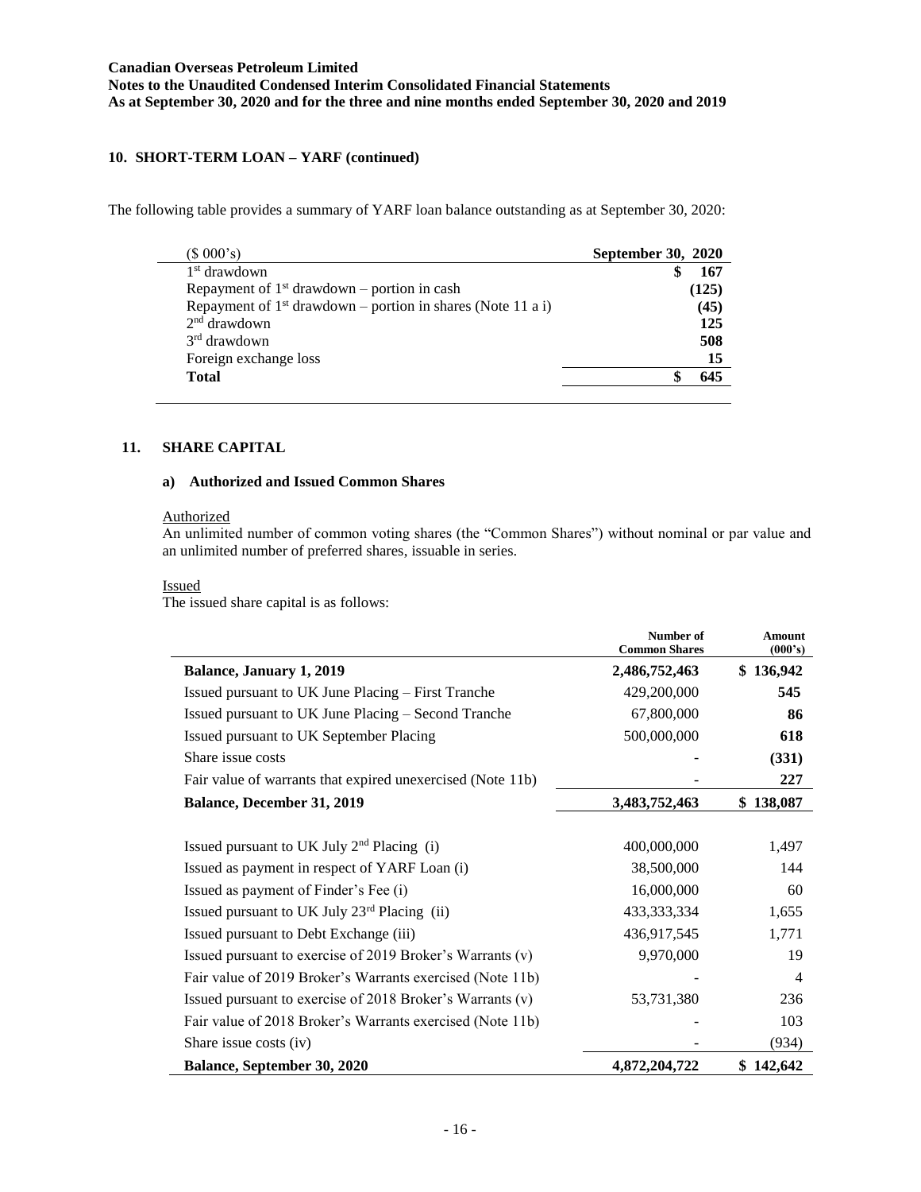## 10. SHORT-TERM LOAN – YARF (continued)

The following table provides a summary of YARF loan balance outstanding as at September 30, 2020:

| ($ 000's) | September 30, 2020 |
|---|---|
| 1st drawdown | $ 167 |
| Repayment of 1st drawdown – portion in cash | (125) |
| Repayment of 1st drawdown – portion in shares (Note 11 a i) | (45) |
| 2nd drawdown | 125 |
| 3rd drawdown | 508 |
| Foreign exchange loss | 15 |
| **Total** | **$ 645** |

## 11. SHARE CAPITAL

### a) Authorized and Issued Common Shares

Authorized

An unlimited number of common voting shares (the "Common Shares") without nominal or par value and an unlimited number of preferred shares, issuable in series.

Issued

The issued share capital is as follows:

| | Number of Common Shares | Amount (000's) |
|---|---|---|
| **Balance, January 1, 2019** | **2,486,752,463** | **$ 136,942** |
| Issued pursuant to UK June Placing – First Tranche | 429,200,000 | **545** |
| Issued pursuant to UK June Placing – Second Tranche | 67,800,000 | **86** |
| Issued pursuant to UK September Placing | 500,000,000 | **618** |
| Share issue costs | - | **(331)** |
| Fair value of warrants that expired unexercised (Note 11b) | - | **227** |
| **Balance, December 31, 2019** | **3,483,752,463** | **$ 138,087** |
| | | |
| Issued pursuant to UK July 2nd Placing (i) | 400,000,000 | 1,497 |
| Issued as payment in respect of YARF Loan (i) | 38,500,000 | 144 |
| Issued as payment of Finder's Fee (i) | 16,000,000 | 60 |
| Issued pursuant to UK July 23rd Placing (ii) | 433,333,334 | 1,655 |
| Issued pursuant to Debt Exchange (iii) | 436,917,545 | 1,771 |
| Issued pursuant to exercise of 2019 Broker's Warrants (v) | 9,970,000 | 19 |
| Fair value of 2019 Broker's Warrants exercised (Note 11b) | - | 4 |
| Issued pursuant to exercise of 2018 Broker's Warrants (v) | 53,731,380 | 236 |
| Fair value of 2018 Broker's Warrants exercised (Note 11b) | - | 103 |
| Share issue costs (iv) | - | (934) |
| **Balance, September 30, 2020** | **4,872,204,722** | **$ 142,642** |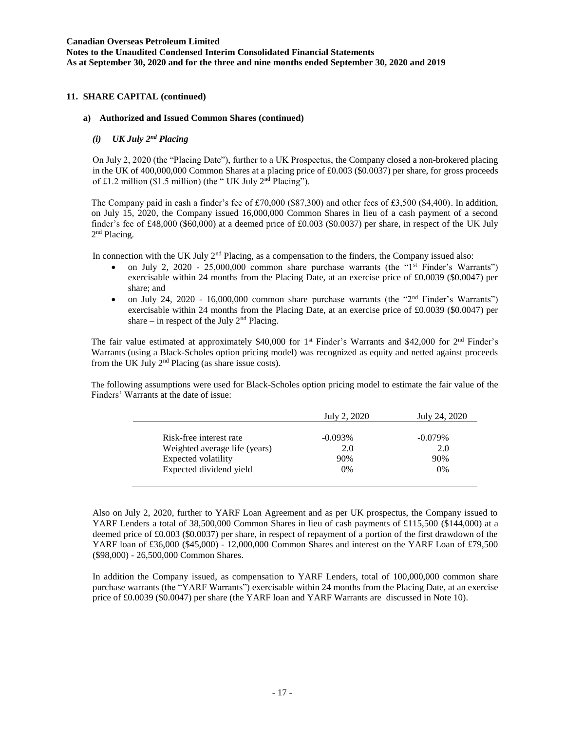## 11. SHARE CAPITAL (continued)

### a) Authorized and Issued Common Shares (continued)

#### *(i) UK July 2nd Placing*

On July 2, 2020 (the "Placing Date"), further to a UK Prospectus, the Company closed a non-brokered placing in the UK of 400,000,000 Common Shares at a placing price of £0.003 ($0.0037) per share, for gross proceeds of £1.2 million ($1.5 million) (the " UK July 2nd Placing").

The Company paid in cash a finder's fee of £70,000 ($87,300) and other fees of £3,500 ($4,400). In addition, on July 15, 2020, the Company issued 16,000,000 Common Shares in lieu of a cash payment of a second finder's fee of £48,000 ($60,000) at a deemed price of £0.003 ($0.0037) per share, in respect of the UK July 2nd Placing.

In connection with the UK July 2nd Placing, as a compensation to the finders, the Company issued also:

- on July 2, 2020 - 25,000,000 common share purchase warrants (the "1st Finder's Warrants") exercisable within 24 months from the Placing Date, at an exercise price of £0.0039 ($0.0047) per share; and
- on July 24, 2020 - 16,000,000 common share purchase warrants (the "2nd Finder's Warrants") exercisable within 24 months from the Placing Date, at an exercise price of £0.0039 ($0.0047) per share – in respect of the July 2nd Placing.

The fair value estimated at approximately $40,000 for 1st Finder's Warrants and $42,000 for 2nd Finder's Warrants (using a Black-Scholes option pricing model) was recognized as equity and netted against proceeds from the UK July 2nd Placing (as share issue costs).

The following assumptions were used for Black-Scholes option pricing model to estimate the fair value of the Finders' Warrants at the date of issue:

| | July 2, 2020 | July 24, 2020 |
|---|---|---|
| Risk-free interest rate | -0.093% | -0.079% |
| Weighted average life (years) | 2.0 | 2.0 |
| Expected volatility | 90% | 90% |
| Expected dividend yield | 0% | 0% |

Also on July 2, 2020, further to YARF Loan Agreement and as per UK prospectus, the Company issued to YARF Lenders a total of 38,500,000 Common Shares in lieu of cash payments of £115,500 ($144,000) at a deemed price of £0.003 ($0.0037) per share, in respect of repayment of a portion of the first drawdown of the YARF loan of £36,000 ($45,000) - 12,000,000 Common Shares and interest on the YARF Loan of £79,500 ($98,000) - 26,500,000 Common Shares.

In addition the Company issued, as compensation to YARF Lenders, total of 100,000,000 common share purchase warrants (the "YARF Warrants") exercisable within 24 months from the Placing Date, at an exercise price of £0.0039 ($0.0047) per share (the YARF loan and YARF Warrants are discussed in Note 10).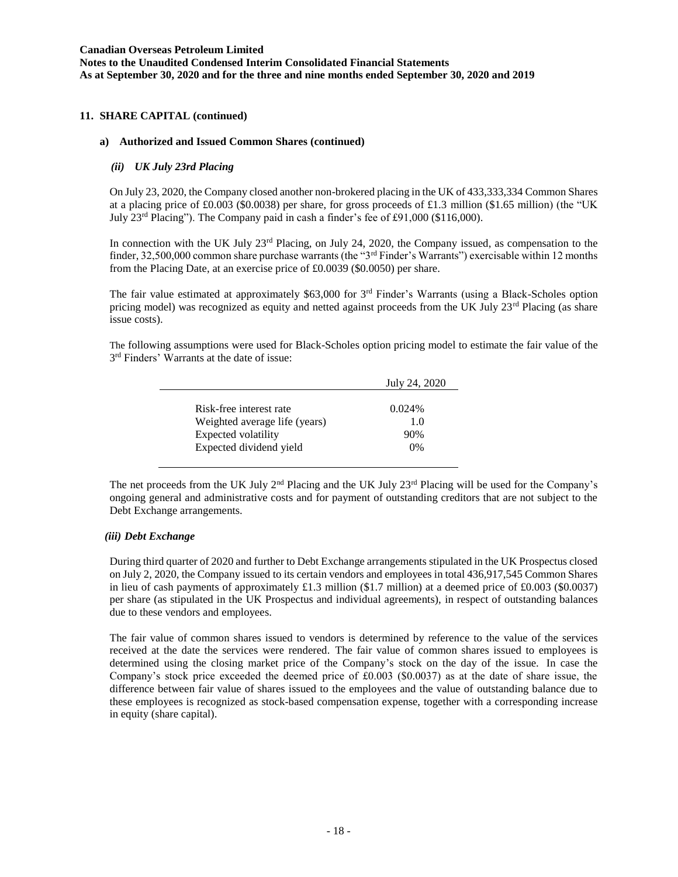## 11. SHARE CAPITAL (continued)

### a) Authorized and Issued Common Shares (continued)

#### *(ii) UK July 23rd Placing*

On July 23, 2020, the Company closed another non-brokered placing in the UK of 433,333,334 Common Shares at a placing price of £0.003 ($0.0038) per share, for gross proceeds of £1.3 million ($1.65 million) (the "UK July 23rd Placing"). The Company paid in cash a finder's fee of £91,000 ($116,000).

In connection with the UK July 23rd Placing, on July 24, 2020, the Company issued, as compensation to the finder, 32,500,000 common share purchase warrants (the "3rd Finder's Warrants") exercisable within 12 months from the Placing Date, at an exercise price of £0.0039 ($0.0050) per share.

The fair value estimated at approximately $63,000 for 3rd Finder's Warrants (using a Black-Scholes option pricing model) was recognized as equity and netted against proceeds from the UK July 23rd Placing (as share issue costs).

The following assumptions were used for Black-Scholes option pricing model to estimate the fair value of the 3rd Finders' Warrants at the date of issue:

| | July 24, 2020 |
|---|---|
| Risk-free interest rate | 0.024% |
| Weighted average life (years) | 1.0 |
| Expected volatility | 90% |
| Expected dividend yield | 0% |

The net proceeds from the UK July 2nd Placing and the UK July 23rd Placing will be used for the Company's ongoing general and administrative costs and for payment of outstanding creditors that are not subject to the Debt Exchange arrangements.

#### *(iii) Debt Exchange*

During third quarter of 2020 and further to Debt Exchange arrangements stipulated in the UK Prospectus closed on July 2, 2020, the Company issued to its certain vendors and employees in total 436,917,545 Common Shares in lieu of cash payments of approximately £1.3 million ($1.7 million) at a deemed price of £0.003 ($0.0037) per share (as stipulated in the UK Prospectus and individual agreements), in respect of outstanding balances due to these vendors and employees.

The fair value of common shares issued to vendors is determined by reference to the value of the services received at the date the services were rendered. The fair value of common shares issued to employees is determined using the closing market price of the Company's stock on the day of the issue. In case the Company's stock price exceeded the deemed price of £0.003 ($0.0037) as at the date of share issue, the difference between fair value of shares issued to the employees and the value of outstanding balance due to these employees is recognized as stock-based compensation expense, together with a corresponding increase in equity (share capital).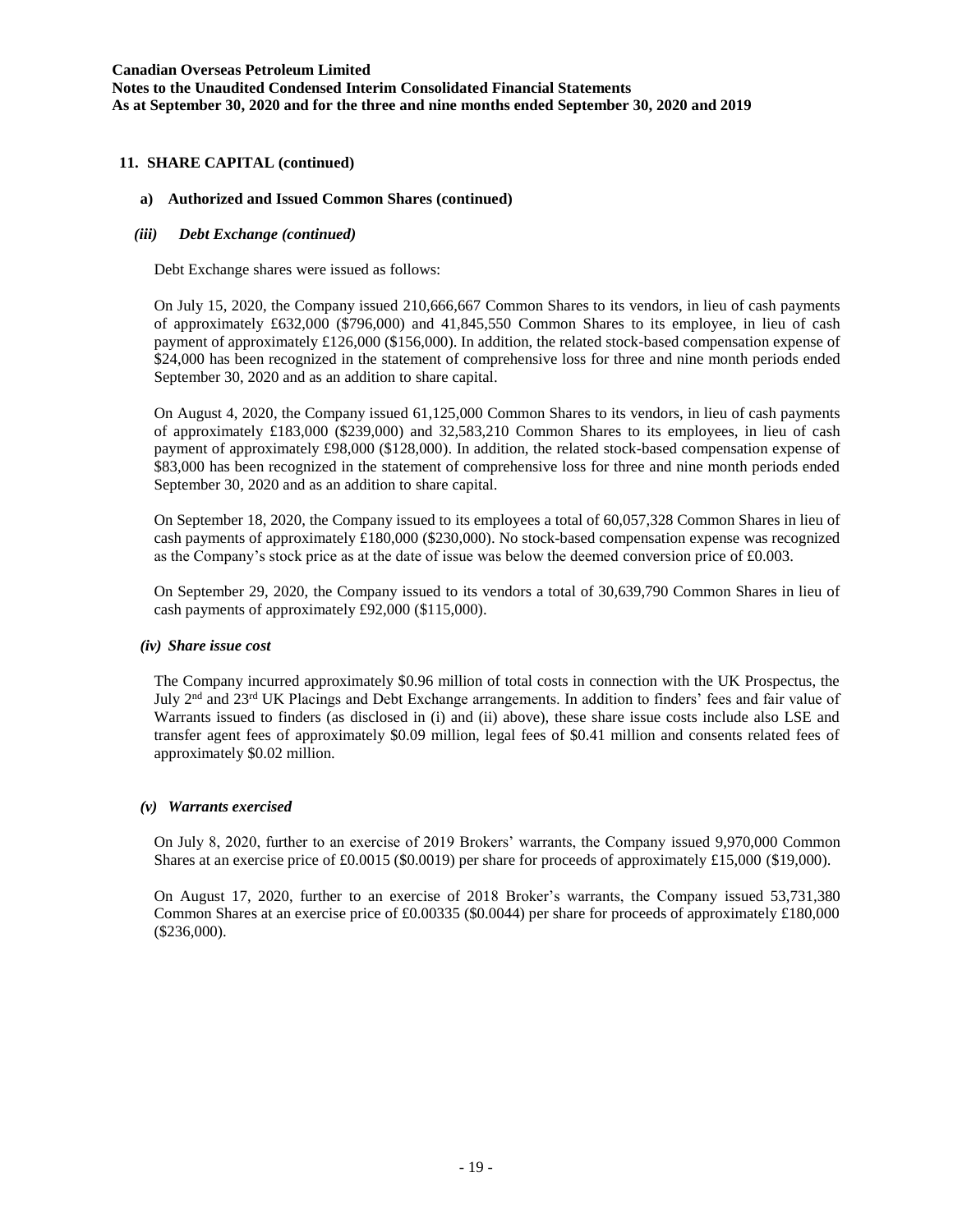### 11. SHARE CAPITAL (continued)

#### a) Authorized and Issued Common Shares (continued)

##### *(iii) Debt Exchange (continued)*

Debt Exchange shares were issued as follows:

On July 15, 2020, the Company issued 210,666,667 Common Shares to its vendors, in lieu of cash payments of approximately £632,000 ($796,000) and 41,845,550 Common Shares to its employee, in lieu of cash payment of approximately £126,000 ($156,000). In addition, the related stock-based compensation expense of $24,000 has been recognized in the statement of comprehensive loss for three and nine month periods ended September 30, 2020 and as an addition to share capital.

On August 4, 2020, the Company issued 61,125,000 Common Shares to its vendors, in lieu of cash payments of approximately £183,000 ($239,000) and 32,583,210 Common Shares to its employees, in lieu of cash payment of approximately £98,000 ($128,000). In addition, the related stock-based compensation expense of $83,000 has been recognized in the statement of comprehensive loss for three and nine month periods ended September 30, 2020 and as an addition to share capital.

On September 18, 2020, the Company issued to its employees a total of 60,057,328 Common Shares in lieu of cash payments of approximately £180,000 ($230,000). No stock-based compensation expense was recognized as the Company's stock price as at the date of issue was below the deemed conversion price of £0.003.

On September 29, 2020, the Company issued to its vendors a total of 30,639,790 Common Shares in lieu of cash payments of approximately £92,000 ($115,000).

##### *(iv) Share issue cost*

The Company incurred approximately $0.96 million of total costs in connection with the UK Prospectus, the July 2nd and 23rd UK Placings and Debt Exchange arrangements. In addition to finders' fees and fair value of Warrants issued to finders (as disclosed in (i) and (ii) above), these share issue costs include also LSE and transfer agent fees of approximately $0.09 million, legal fees of $0.41 million and consents related fees of approximately $0.02 million.

##### *(v) Warrants exercised*

On July 8, 2020, further to an exercise of 2019 Brokers' warrants, the Company issued 9,970,000 Common Shares at an exercise price of £0.0015 ($0.0019) per share for proceeds of approximately £15,000 ($19,000).

On August 17, 2020, further to an exercise of 2018 Broker's warrants, the Company issued 53,731,380 Common Shares at an exercise price of £0.00335 ($0.0044) per share for proceeds of approximately £180,000 ($236,000).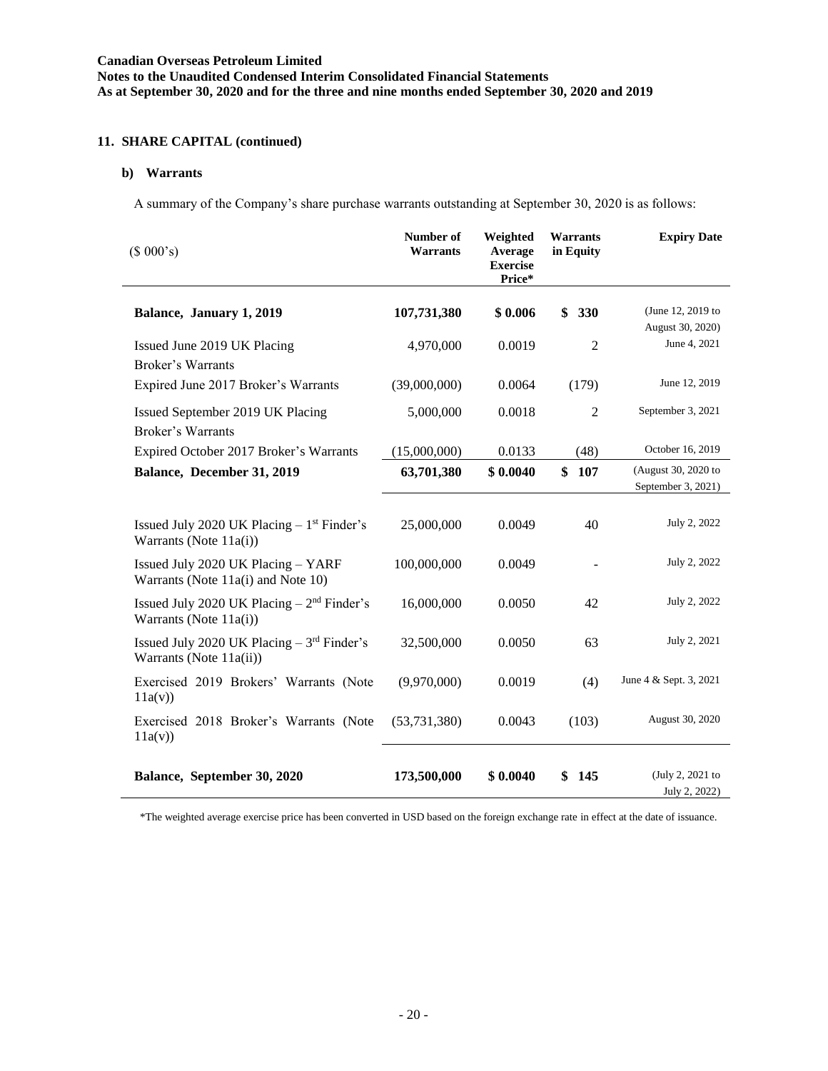**Canadian Overseas Petroleum Limited**
**Notes to the Unaudited Condensed Interim Consolidated Financial Statements**
**As at September 30, 2020 and for the three and nine months ended September 30, 2020 and 2019**

## 11. SHARE CAPITAL (continued)

### b) Warrants

A summary of the Company's share purchase warrants outstanding at September 30, 2020 is as follows:

| ($ 000's) | Number of Warrants | Weighted Average Exercise Price* | Warrants in Equity | Expiry Date |
|---|---|---|---|---|
| **Balance, January 1, 2019** | **107,731,380** | **$ 0.006** | **$ 330** | (June 12, 2019 to August 30, 2020) |
| Issued June 2019 UK Placing Broker's Warrants | 4,970,000 | 0.0019 | 2 | June 4, 2021 |
| Expired June 2017 Broker's Warrants | (39,000,000) | 0.0064 | (179) | June 12, 2019 |
| Issued September 2019 UK Placing Broker's Warrants | 5,000,000 | 0.0018 | 2 | September 3, 2021 |
| Expired October 2017 Broker's Warrants | (15,000,000) | 0.0133 | (48) | October 16, 2019 |
| **Balance, December 31, 2019** | **63,701,380** | **$ 0.0040** | **$ 107** | (August 30, 2020 to September 3, 2021) |
| Issued July 2020 UK Placing – 1st Finder's Warrants (Note 11a(i)) | 25,000,000 | 0.0049 | 40 | July 2, 2022 |
| Issued July 2020 UK Placing – YARF Warrants (Note 11a(i) and Note 10) | 100,000,000 | 0.0049 | - | July 2, 2022 |
| Issued July 2020 UK Placing – 2nd Finder's Warrants (Note 11a(i)) | 16,000,000 | 0.0050 | 42 | July 2, 2022 |
| Issued July 2020 UK Placing – 3rd Finder's Warrants (Note 11a(ii)) | 32,500,000 | 0.0050 | 63 | July 2, 2021 |
| Exercised 2019 Brokers' Warrants (Note 11a(v)) | (9,970,000) | 0.0019 | (4) | June 4 & Sept. 3, 2021 |
| Exercised 2018 Broker's Warrants (Note 11a(v)) | (53,731,380) | 0.0043 | (103) | August 30, 2020 |
| **Balance, September 30, 2020** | **173,500,000** | **$ 0.0040** | **$ 145** | (July 2, 2021 to July 2, 2022) |

*The weighted average exercise price has been converted in USD based on the foreign exchange rate in effect at the date of issuance.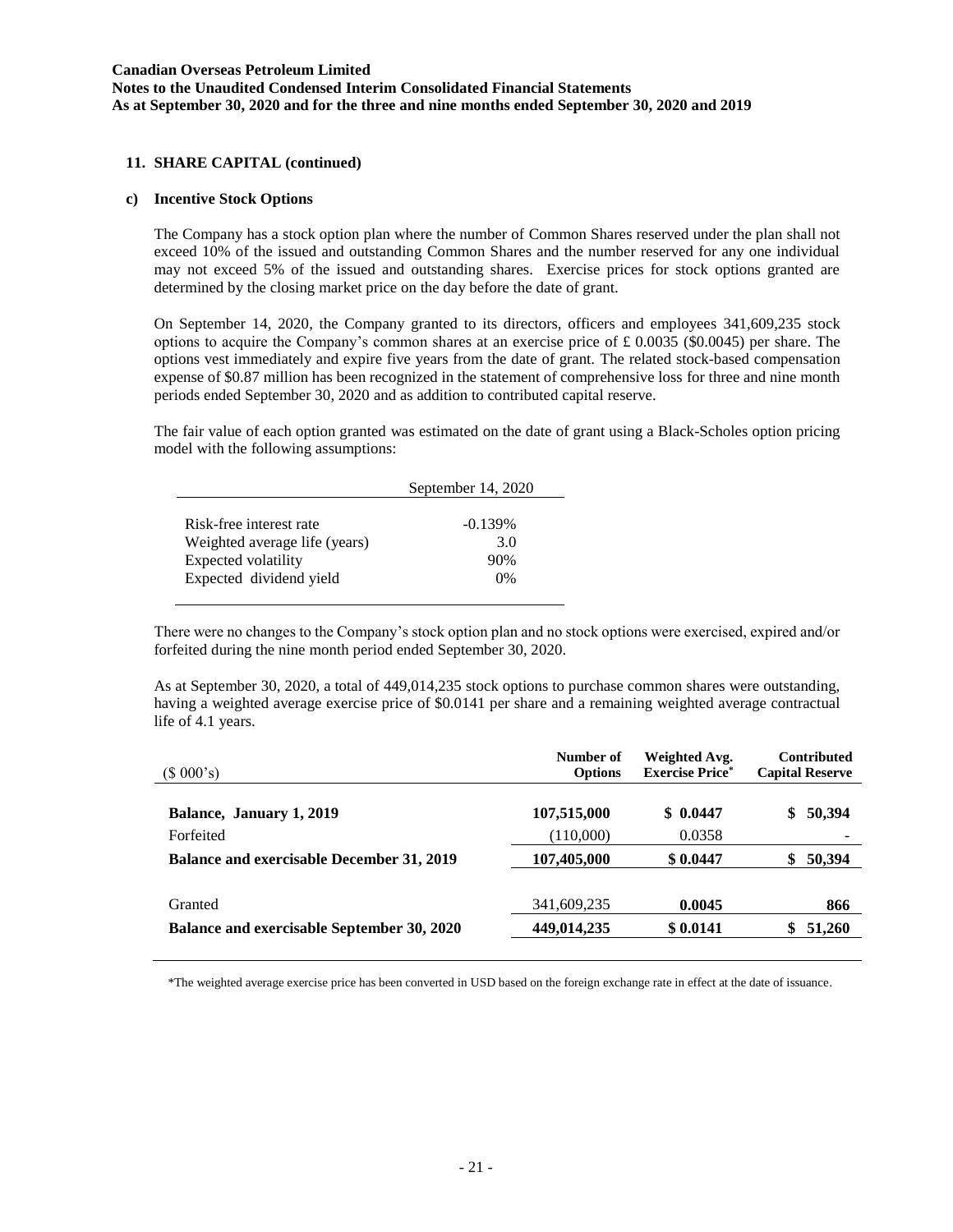## 11. SHARE CAPITAL (continued)

### c) Incentive Stock Options

The Company has a stock option plan where the number of Common Shares reserved under the plan shall not exceed 10% of the issued and outstanding Common Shares and the number reserved for any one individual may not exceed 5% of the issued and outstanding shares. Exercise prices for stock options granted are determined by the closing market price on the day before the date of grant.

On September 14, 2020, the Company granted to its directors, officers and employees 341,609,235 stock options to acquire the Company's common shares at an exercise price of £ 0.0035 ($0.0045) per share. The options vest immediately and expire five years from the date of grant. The related stock-based compensation expense of $0.87 million has been recognized in the statement of comprehensive loss for three and nine month periods ended September 30, 2020 and as addition to contributed capital reserve.

The fair value of each option granted was estimated on the date of grant using a Black-Scholes option pricing model with the following assumptions:

| | September 14, 2020 |
|---|---|
| Risk-free interest rate | -0.139% |
| Weighted average life (years) | 3.0 |
| Expected volatility | 90% |
| Expected dividend yield | 0% |

There were no changes to the Company's stock option plan and no stock options were exercised, expired and/or forfeited during the nine month period ended September 30, 2020.

As at September 30, 2020, a total of 449,014,235 stock options to purchase common shares were outstanding, having a weighted average exercise price of $0.0141 per share and a remaining weighted average contractual life of 4.1 years.

| ($ 000's) | Number of Options | Weighted Avg. Exercise Price* | Contributed Capital Reserve |
|---|---|---|---|
| **Balance, January 1, 2019** | **107,515,000** | **$ 0.0447** | **$ 50,394** |
| Forfeited | (110,000) | 0.0358 | - |
| **Balance and exercisable December 31, 2019** | **107,405,000** | **$ 0.0447** | **$ 50,394** |
| Granted | 341,609,235 | **0.0045** | **866** |
| **Balance and exercisable September 30, 2020** | **449,014,235** | **$ 0.0141** | **$ 51,260** |

*The weighted average exercise price has been converted in USD based on the foreign exchange rate in effect at the date of issuance.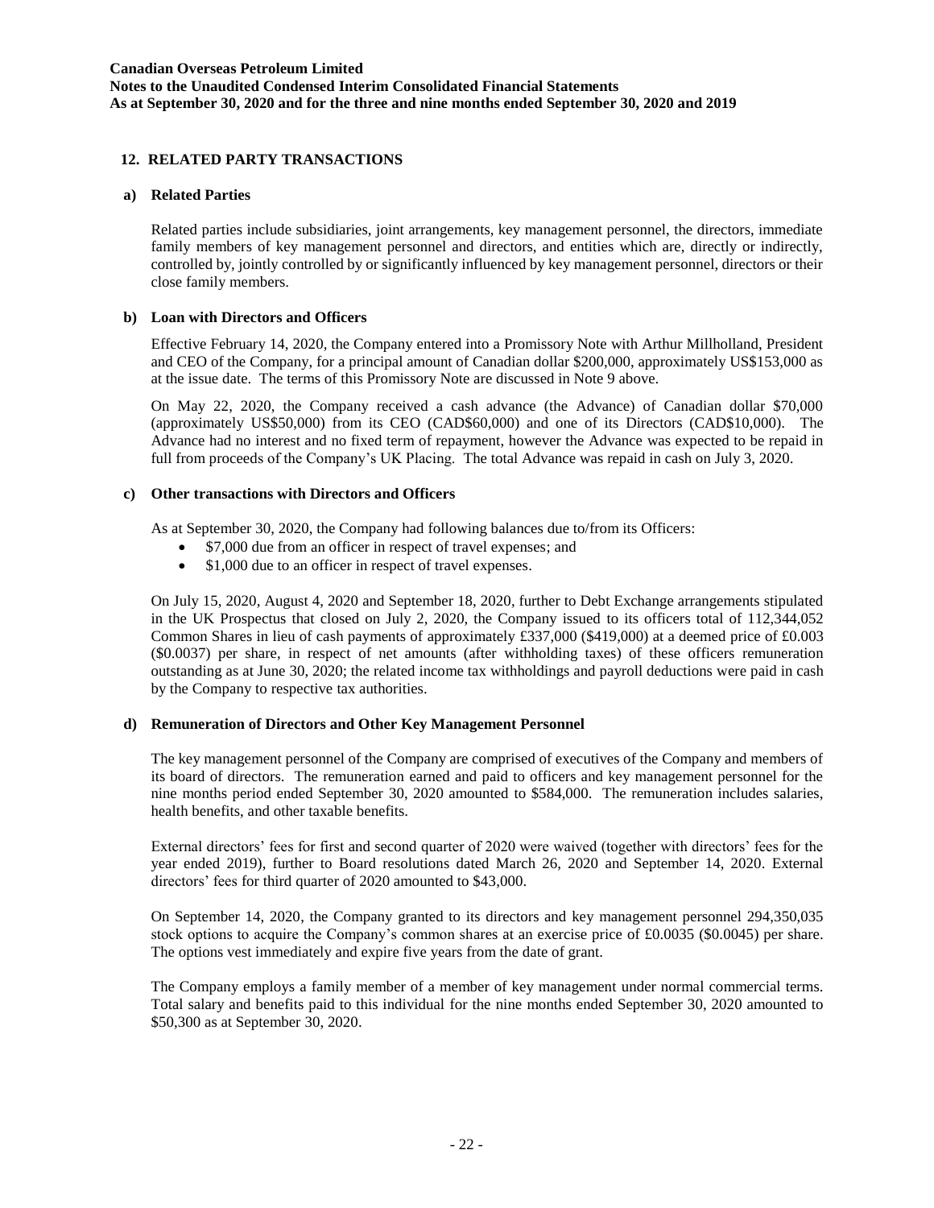## 12. RELATED PARTY TRANSACTIONS

### a) Related Parties

Related parties include subsidiaries, joint arrangements, key management personnel, the directors, immediate family members of key management personnel and directors, and entities which are, directly or indirectly, controlled by, jointly controlled by or significantly influenced by key management personnel, directors or their close family members.

### b) Loan with Directors and Officers

Effective February 14, 2020, the Company entered into a Promissory Note with Arthur Millholland, President and CEO of the Company, for a principal amount of Canadian dollar $200,000, approximately US$153,000 as at the issue date. The terms of this Promissory Note are discussed in Note 9 above.

On May 22, 2020, the Company received a cash advance (the Advance) of Canadian dollar $70,000 (approximately US$50,000) from its CEO (CAD$60,000) and one of its Directors (CAD$10,000). The Advance had no interest and no fixed term of repayment, however the Advance was expected to be repaid in full from proceeds of the Company's UK Placing. The total Advance was repaid in cash on July 3, 2020.

### c) Other transactions with Directors and Officers

As at September 30, 2020, the Company had following balances due to/from its Officers:

- $7,000 due from an officer in respect of travel expenses; and
- $1,000 due to an officer in respect of travel expenses.

On July 15, 2020, August 4, 2020 and September 18, 2020, further to Debt Exchange arrangements stipulated in the UK Prospectus that closed on July 2, 2020, the Company issued to its officers total of 112,344,052 Common Shares in lieu of cash payments of approximately £337,000 ($419,000) at a deemed price of £0.003 ($0.0037) per share, in respect of net amounts (after withholding taxes) of these officers remuneration outstanding as at June 30, 2020; the related income tax withholdings and payroll deductions were paid in cash by the Company to respective tax authorities.

### d) Remuneration of Directors and Other Key Management Personnel

The key management personnel of the Company are comprised of executives of the Company and members of its board of directors. The remuneration earned and paid to officers and key management personnel for the nine months period ended September 30, 2020 amounted to $584,000. The remuneration includes salaries, health benefits, and other taxable benefits.

External directors' fees for first and second quarter of 2020 were waived (together with directors' fees for the year ended 2019), further to Board resolutions dated March 26, 2020 and September 14, 2020. External directors' fees for third quarter of 2020 amounted to $43,000.

On September 14, 2020, the Company granted to its directors and key management personnel 294,350,035 stock options to acquire the Company's common shares at an exercise price of £0.0035 ($0.0045) per share. The options vest immediately and expire five years from the date of grant.

The Company employs a family member of a member of key management under normal commercial terms. Total salary and benefits paid to this individual for the nine months ended September 30, 2020 amounted to $50,300 as at September 30, 2020.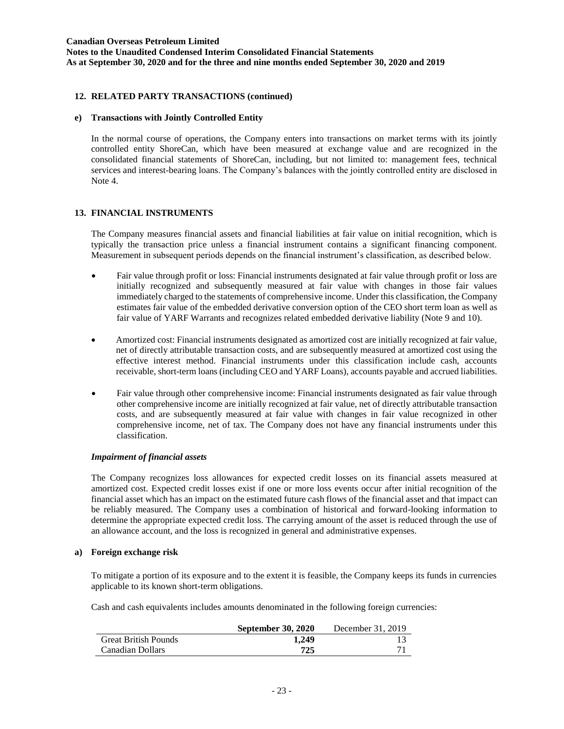## 12. RELATED PARTY TRANSACTIONS (continued)

### e) Transactions with Jointly Controlled Entity

In the normal course of operations, the Company enters into transactions on market terms with its jointly controlled entity ShoreCan, which have been measured at exchange value and are recognized in the consolidated financial statements of ShoreCan, including, but not limited to: management fees, technical services and interest-bearing loans. The Company's balances with the jointly controlled entity are disclosed in Note 4.

## 13. FINANCIAL INSTRUMENTS

The Company measures financial assets and financial liabilities at fair value on initial recognition, which is typically the transaction price unless a financial instrument contains a significant financing component. Measurement in subsequent periods depends on the financial instrument's classification, as described below.

- Fair value through profit or loss: Financial instruments designated at fair value through profit or loss are initially recognized and subsequently measured at fair value with changes in those fair values immediately charged to the statements of comprehensive income. Under this classification, the Company estimates fair value of the embedded derivative conversion option of the CEO short term loan as well as fair value of YARF Warrants and recognizes related embedded derivative liability (Note 9 and 10).
- Amortized cost: Financial instruments designated as amortized cost are initially recognized at fair value, net of directly attributable transaction costs, and are subsequently measured at amortized cost using the effective interest method. Financial instruments under this classification include cash, accounts receivable, short-term loans (including CEO and YARF Loans), accounts payable and accrued liabilities.
- Fair value through other comprehensive income: Financial instruments designated as fair value through other comprehensive income are initially recognized at fair value, net of directly attributable transaction costs, and are subsequently measured at fair value with changes in fair value recognized in other comprehensive income, net of tax. The Company does not have any financial instruments under this classification.

***Impairment of financial assets***

The Company recognizes loss allowances for expected credit losses on its financial assets measured at amortized cost. Expected credit losses exist if one or more loss events occur after initial recognition of the financial asset which has an impact on the estimated future cash flows of the financial asset and that impact can be reliably measured. The Company uses a combination of historical and forward-looking information to determine the appropriate expected credit loss. The carrying amount of the asset is reduced through the use of an allowance account, and the loss is recognized in general and administrative expenses.

### a) Foreign exchange risk

To mitigate a portion of its exposure and to the extent it is feasible, the Company keeps its funds in currencies applicable to its known short-term obligations.

Cash and cash equivalents includes amounts denominated in the following foreign currencies:

| | **September 30, 2020** | December 31, 2019 |
|---|---|---|
| Great British Pounds | **1,249** | 13 |
| Canadian Dollars | **725** | 71 |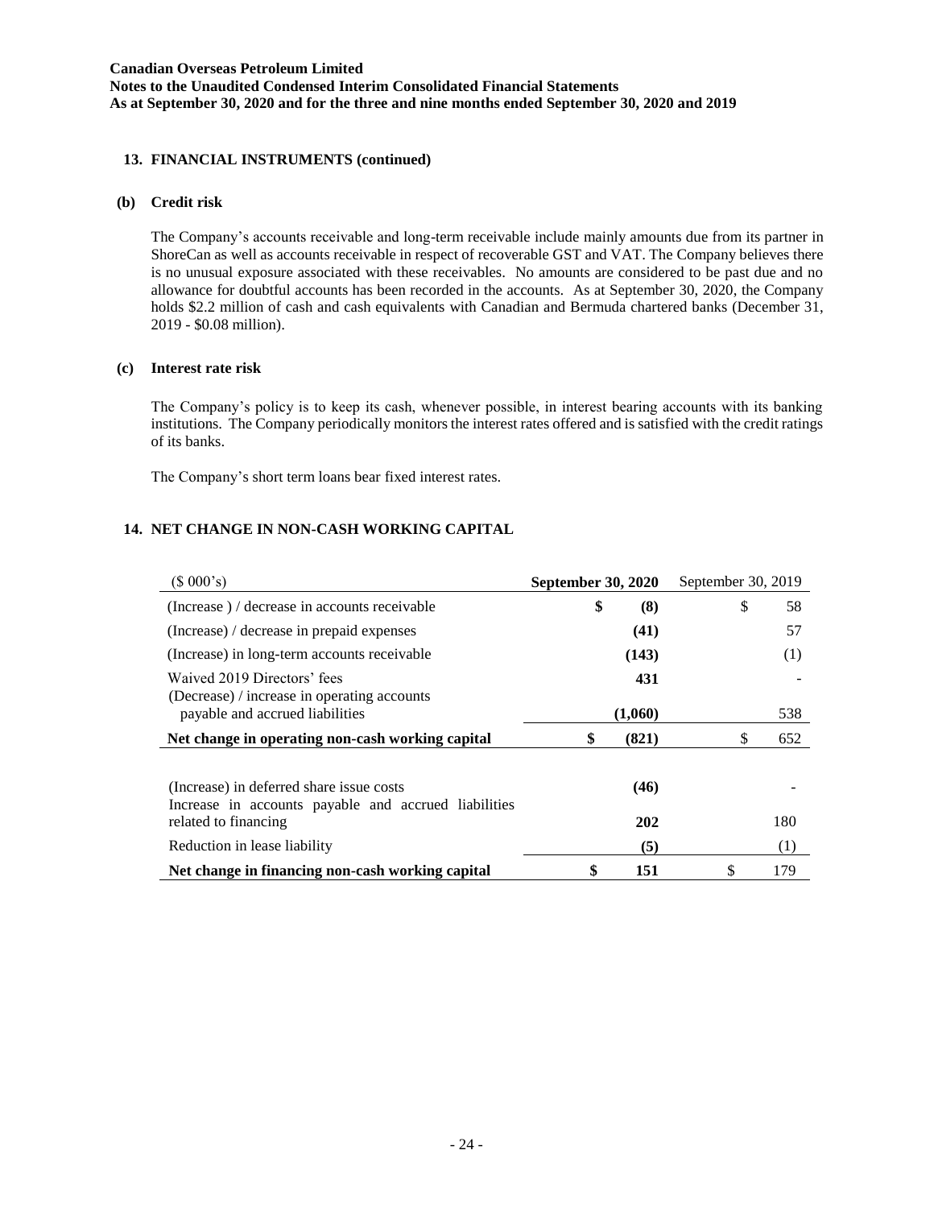## 13. FINANCIAL INSTRUMENTS (continued)

### (b) Credit risk

The Company's accounts receivable and long-term receivable include mainly amounts due from its partner in ShoreCan as well as accounts receivable in respect of recoverable GST and VAT. The Company believes there is no unusual exposure associated with these receivables. No amounts are considered to be past due and no allowance for doubtful accounts has been recorded in the accounts. As at September 30, 2020, the Company holds $2.2 million of cash and cash equivalents with Canadian and Bermuda chartered banks (December 31, 2019 - $0.08 million).

### (c) Interest rate risk

The Company's policy is to keep its cash, whenever possible, in interest bearing accounts with its banking institutions. The Company periodically monitors the interest rates offered and is satisfied with the credit ratings of its banks.

The Company's short term loans bear fixed interest rates.

## 14. NET CHANGE IN NON-CASH WORKING CAPITAL

| ($ 000's) | **September 30, 2020** | September 30, 2019 |
|---|---|---|
| (Increase ) / decrease in accounts receivable | **$ (8)** | $ 58 |
| (Increase) / decrease in prepaid expenses | **(41)** | 57 |
| (Increase) in long-term accounts receivable | **(143)** | (1) |
| Waived 2019 Directors' fees | **431** | - |
| (Decrease) / increase in operating accounts payable and accrued liabilities | **(1,060)** | 538 |
| **Net change in operating non-cash working capital** | **$ (821)** | $ 652 |
| | | |
| (Increase) in deferred share issue costs | **(46)** | - |
| Increase in accounts payable and accrued liabilities related to financing | **202** | 180 |
| Reduction in lease liability | **(5)** | (1) |
| **Net change in financing non-cash working capital** | **$ 151** | $ 179 |